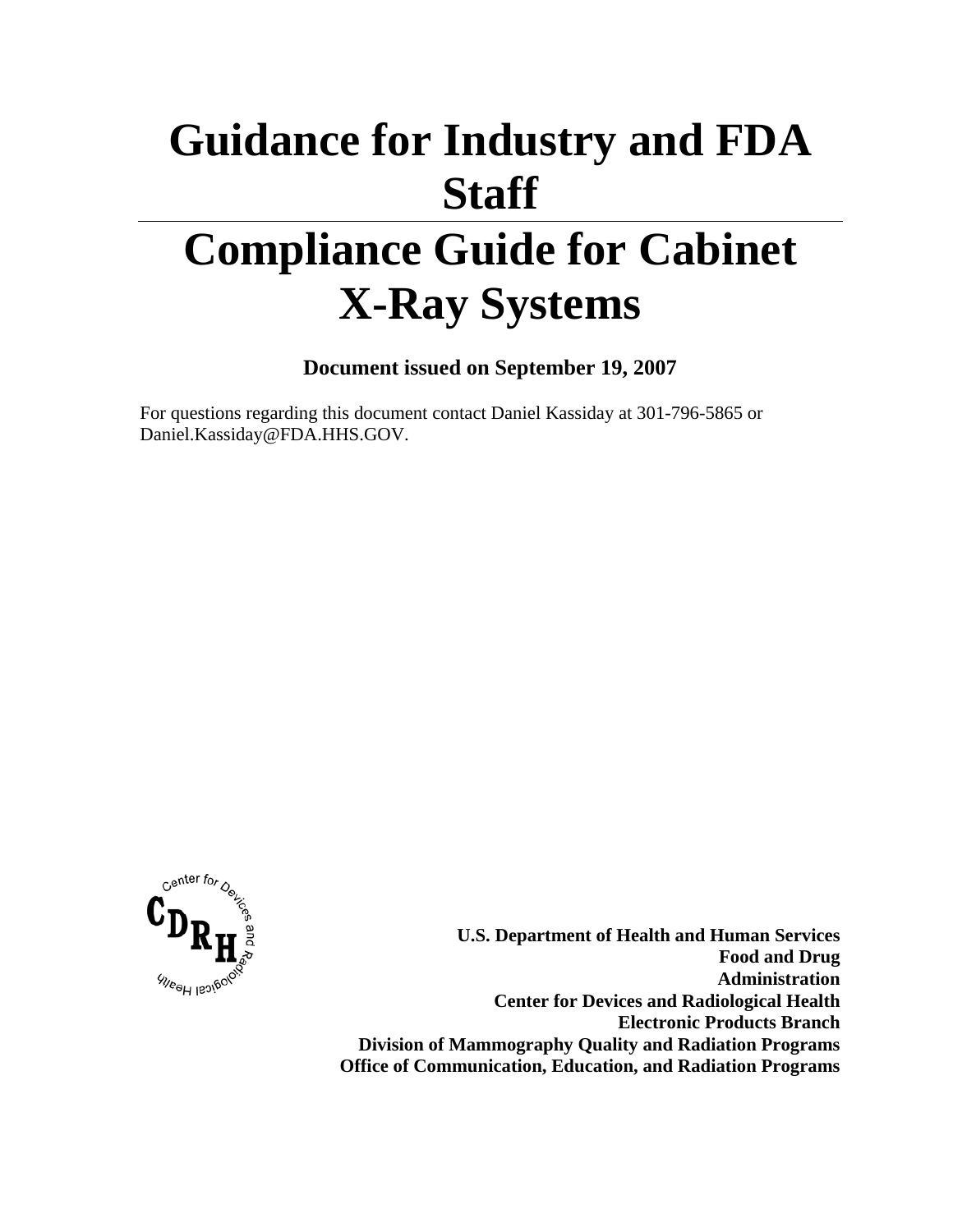# Guidance for Industry and FDA Staff

# Compliance Guide for Cabinet X-Ray Systems

**Document issued on September 19, 2007**

For questions regarding this document contact Daniel Kassiday at 301-796-5865 or Daniel.Kassiday@FDA.HHS.GOV.

**U.S. Department of Health and Human Services**
**Food and Drug Administration**
**Center for Devices and Radiological Health**
**Electronic Products Branch**
**Division of Mammography Quality and Radiation Programs**
**Office of Communication, Education, and Radiation Programs**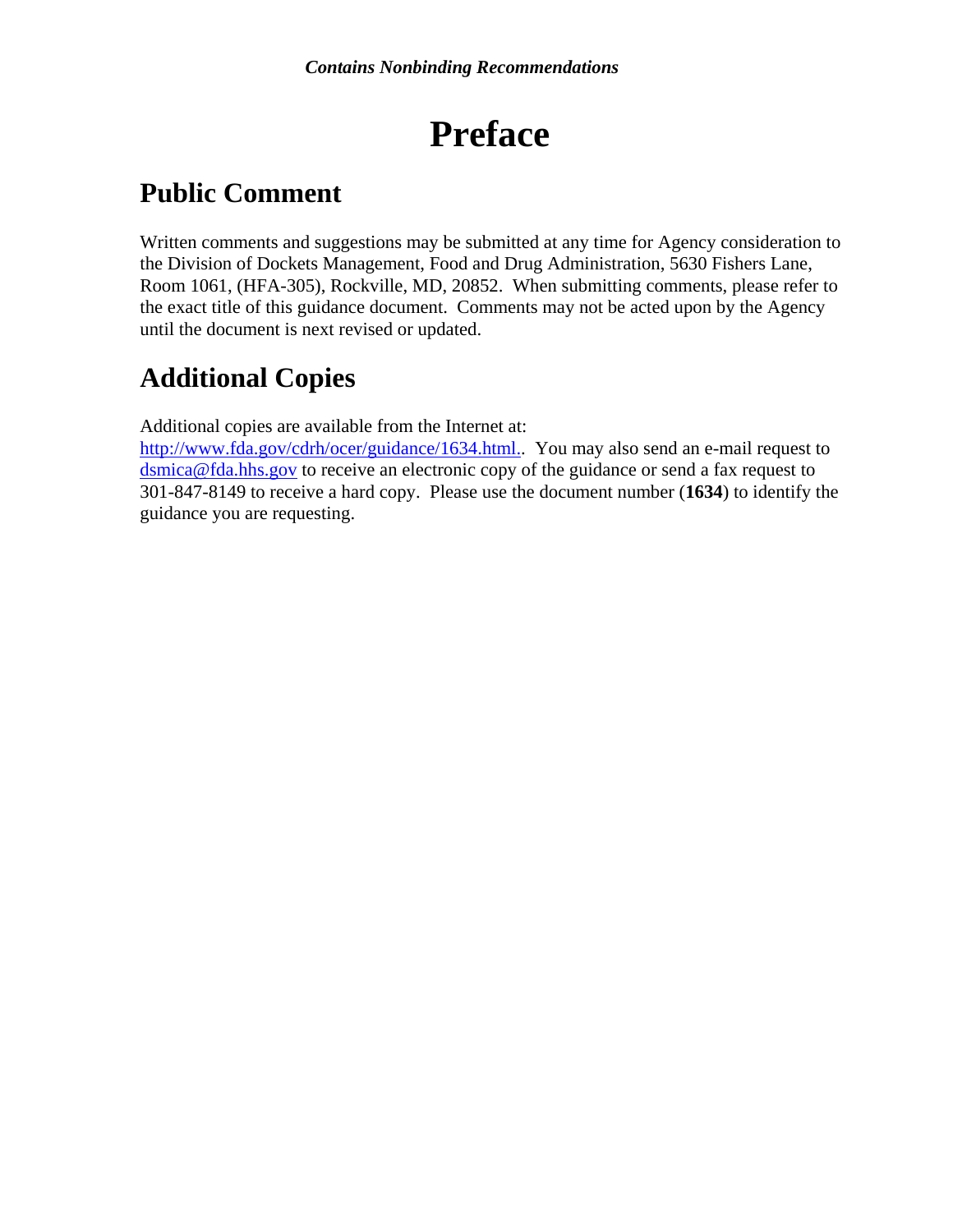# Preface

## Public Comment

Written comments and suggestions may be submitted at any time for Agency consideration to the Division of Dockets Management, Food and Drug Administration, 5630 Fishers Lane, Room 1061, (HFA-305), Rockville, MD, 20852. When submitting comments, please refer to the exact title of this guidance document. Comments may not be acted upon by the Agency until the document is next revised or updated.

## Additional Copies

Additional copies are available from the Internet at: http://www.fda.gov/cdrh/ocer/guidance/1634.html.. You may also send an e-mail request to dsmica@fda.hhs.gov to receive an electronic copy of the guidance or send a fax request to 301-847-8149 to receive a hard copy. Please use the document number (**1634**) to identify the guidance you are requesting.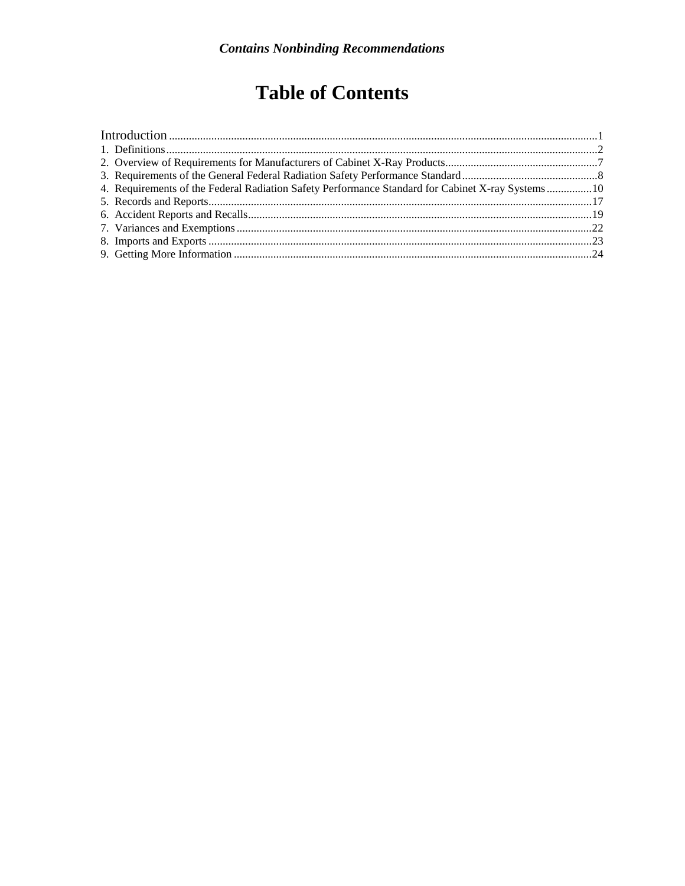# Table of Contents

Introduction ........................................................................................................................ 1
1. Definitions ........................................................................................................................ 2
2. Overview of Requirements for Manufacturers of Cabinet X-Ray Products ........................ 7
3. Requirements of the General Federal Radiation Safety Performance Standard .................. 8
4. Requirements of the Federal Radiation Safety Performance Standard for Cabinet X-ray Systems ........ 10
5. Records and Reports ........................................................................................................ 17
6. Accident Reports and Recalls ......................................................................................... 19
7. Variances and Exemptions .............................................................................................. 22
8. Imports and Exports ........................................................................................................ 23
9. Getting More Information ............................................................................................... 24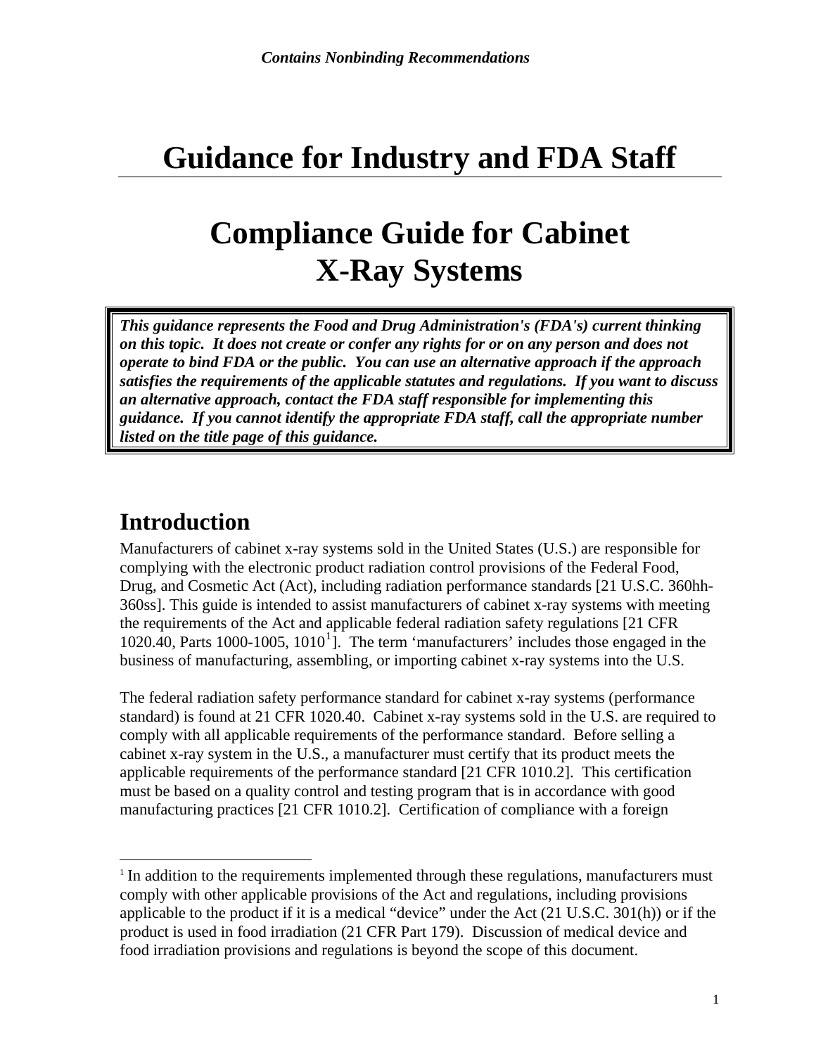*Contains Nonbinding Recommendations*

# Guidance for Industry and FDA Staff

# Compliance Guide for Cabinet X-Ray Systems

***This guidance represents the Food and Drug Administration's (FDA's) current thinking on this topic. It does not create or confer any rights for or on any person and does not operate to bind FDA or the public. You can use an alternative approach if the approach satisfies the requirements of the applicable statutes and regulations. If you want to discuss an alternative approach, contact the FDA staff responsible for implementing this guidance. If you cannot identify the appropriate FDA staff, call the appropriate number listed on the title page of this guidance.***

## Introduction

Manufacturers of cabinet x-ray systems sold in the United States (U.S.) are responsible for complying with the electronic product radiation control provisions of the Federal Food, Drug, and Cosmetic Act (Act), including radiation performance standards [21 U.S.C. 360hh-360ss]. This guide is intended to assist manufacturers of cabinet x-ray systems with meeting the requirements of the Act and applicable federal radiation safety regulations [21 CFR 1020.40, Parts 1000-1005, 1010[1]]. The term 'manufacturers' includes those engaged in the business of manufacturing, assembling, or importing cabinet x-ray systems into the U.S.

The federal radiation safety performance standard for cabinet x-ray systems (performance standard) is found at 21 CFR 1020.40. Cabinet x-ray systems sold in the U.S. are required to comply with all applicable requirements of the performance standard. Before selling a cabinet x-ray system in the U.S., a manufacturer must certify that its product meets the applicable requirements of the performance standard [21 CFR 1010.2]. This certification must be based on a quality control and testing program that is in accordance with good manufacturing practices [21 CFR 1010.2]. Certification of compliance with a foreign

[1] In addition to the requirements implemented through these regulations, manufacturers must comply with other applicable provisions of the Act and regulations, including provisions applicable to the product if it is a medical "device" under the Act (21 U.S.C. 301(h)) or if the product is used in food irradiation (21 CFR Part 179). Discussion of medical device and food irradiation provisions and regulations is beyond the scope of this document.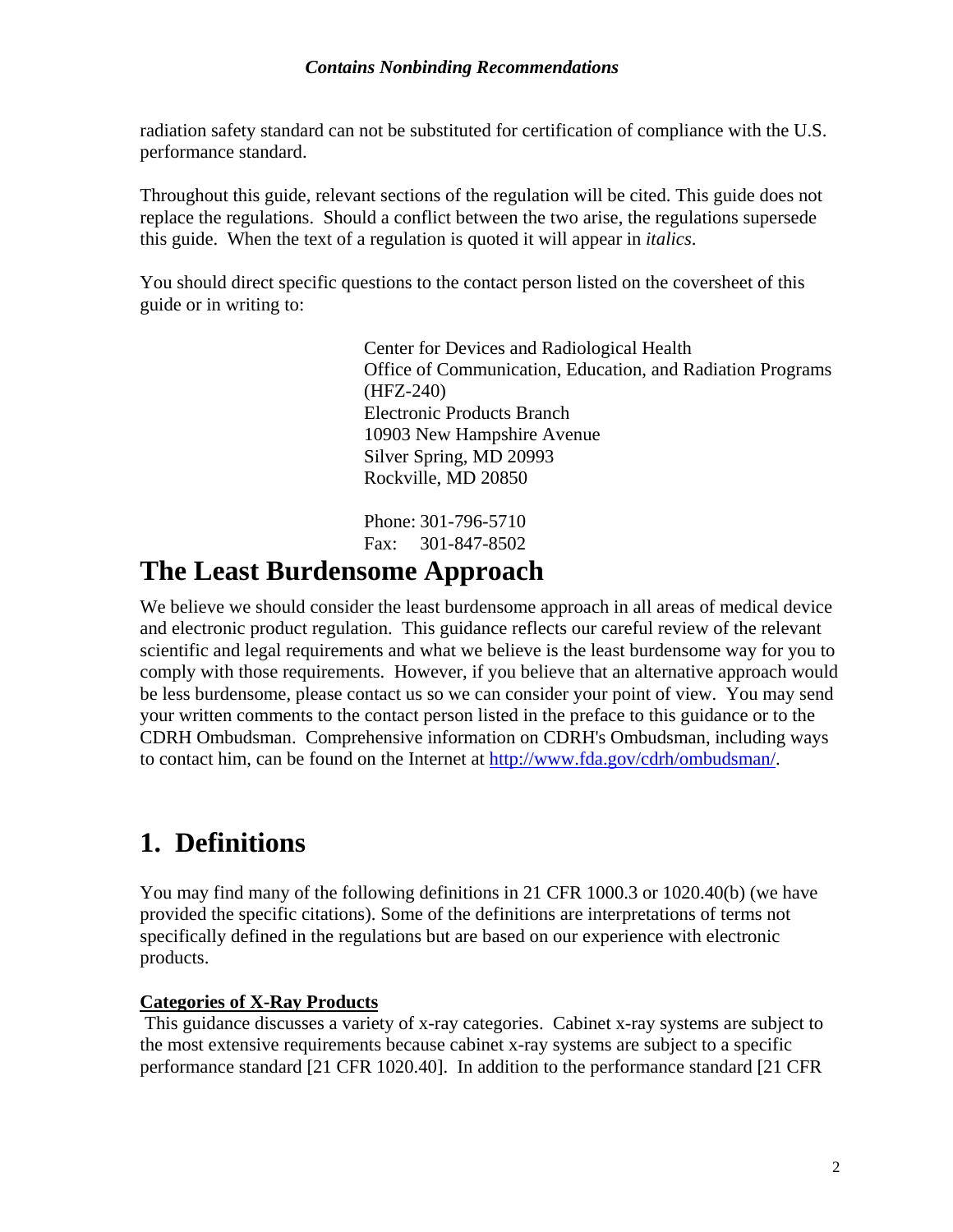radiation safety standard can not be substituted for certification of compliance with the U.S. performance standard.

Throughout this guide, relevant sections of the regulation will be cited. This guide does not replace the regulations. Should a conflict between the two arise, the regulations supersede this guide. When the text of a regulation is quoted it will appear in *italics*.

You should direct specific questions to the contact person listed on the coversheet of this guide or in writing to:

> Center for Devices and Radiological Health
> Office of Communication, Education, and Radiation Programs (HFZ-240)
> Electronic Products Branch
> 10903 New Hampshire Avenue
> Silver Spring, MD 20993
> Rockville, MD 20850
>
> Phone: 301-796-5710
> Fax: 301-847-8502

# The Least Burdensome Approach

We believe we should consider the least burdensome approach in all areas of medical device and electronic product regulation. This guidance reflects our careful review of the relevant scientific and legal requirements and what we believe is the least burdensome way for you to comply with those requirements. However, if you believe that an alternative approach would be less burdensome, please contact us so we can consider your point of view. You may send your written comments to the contact person listed in the preface to this guidance or to the CDRH Ombudsman. Comprehensive information on CDRH's Ombudsman, including ways to contact him, can be found on the Internet at http://www.fda.gov/cdrh/ombudsman/.

# 1. Definitions

You may find many of the following definitions in 21 CFR 1000.3 or 1020.40(b) (we have provided the specific citations). Some of the definitions are interpretations of terms not specifically defined in the regulations but are based on our experience with electronic products.

**Categories of X-Ray Products**

This guidance discusses a variety of x-ray categories. Cabinet x-ray systems are subject to the most extensive requirements because cabinet x-ray systems are subject to a specific performance standard [21 CFR 1020.40]. In addition to the performance standard [21 CFR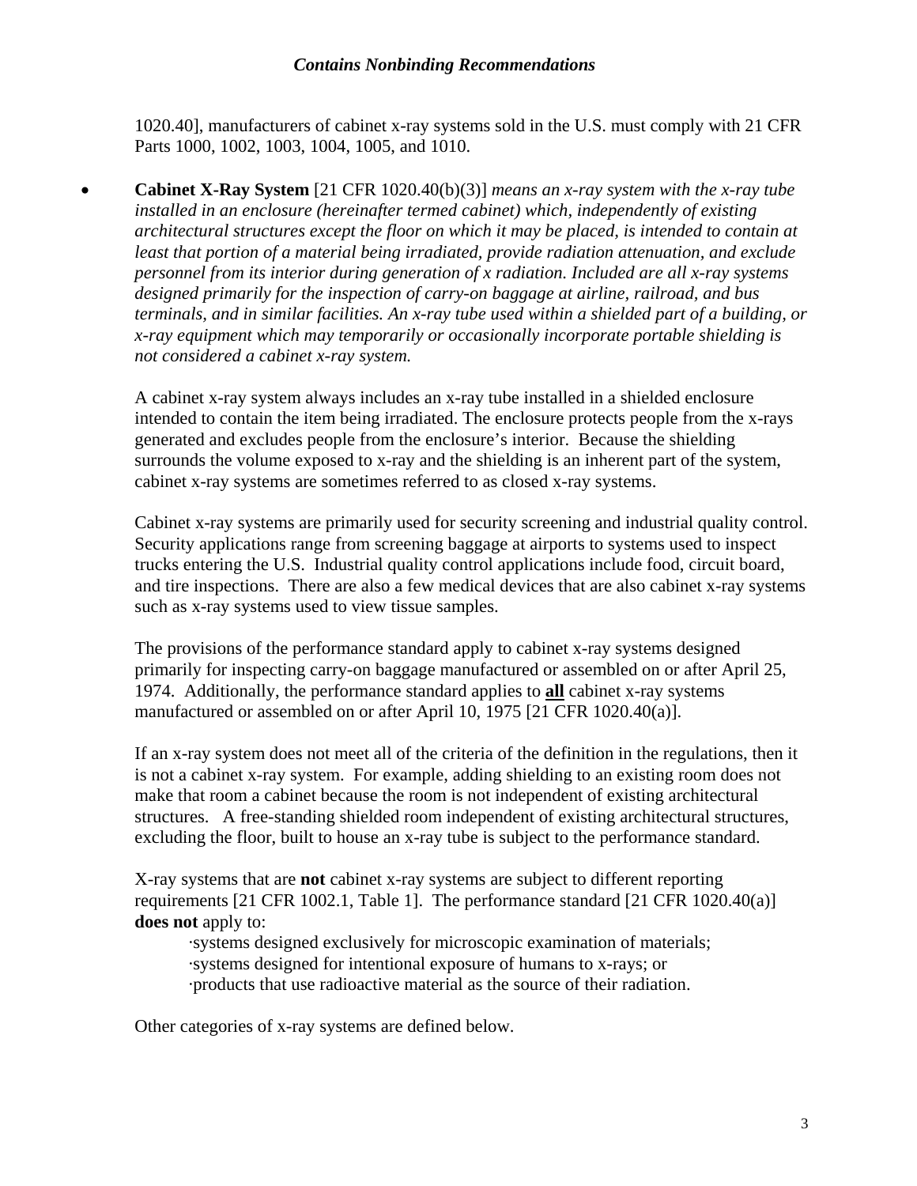1020.40], manufacturers of cabinet x-ray systems sold in the U.S. must comply with 21 CFR Parts 1000, 1002, 1003, 1004, 1005, and 1010.

- **Cabinet X-Ray System** [21 CFR 1020.40(b)(3)] *means an x-ray system with the x-ray tube installed in an enclosure (hereinafter termed cabinet) which, independently of existing architectural structures except the floor on which it may be placed, is intended to contain at least that portion of a material being irradiated, provide radiation attenuation, and exclude personnel from its interior during generation of x radiation. Included are all x-ray systems designed primarily for the inspection of carry-on baggage at airline, railroad, and bus terminals, and in similar facilities. An x-ray tube used within a shielded part of a building, or x-ray equipment which may temporarily or occasionally incorporate portable shielding is not considered a cabinet x-ray system.*

  A cabinet x-ray system always includes an x-ray tube installed in a shielded enclosure intended to contain the item being irradiated. The enclosure protects people from the x-rays generated and excludes people from the enclosure's interior. Because the shielding surrounds the volume exposed to x-ray and the shielding is an inherent part of the system, cabinet x-ray systems are sometimes referred to as closed x-ray systems.

  Cabinet x-ray systems are primarily used for security screening and industrial quality control. Security applications range from screening baggage at airports to systems used to inspect trucks entering the U.S. Industrial quality control applications include food, circuit board, and tire inspections. There are also a few medical devices that are also cabinet x-ray systems such as x-ray systems used to view tissue samples.

  The provisions of the performance standard apply to cabinet x-ray systems designed primarily for inspecting carry-on baggage manufactured or assembled on or after April 25, 1974. Additionally, the performance standard applies to **all** cabinet x-ray systems manufactured or assembled on or after April 10, 1975 [21 CFR 1020.40(a)].

  If an x-ray system does not meet all of the criteria of the definition in the regulations, then it is not a cabinet x-ray system. For example, adding shielding to an existing room does not make that room a cabinet because the room is not independent of existing architectural structures. A free-standing shielded room independent of existing architectural structures, excluding the floor, built to house an x-ray tube is subject to the performance standard.

  X-ray systems that are **not** cabinet x-ray systems are subject to different reporting requirements [21 CFR 1002.1, Table 1]. The performance standard [21 CFR 1020.40(a)] **does not** apply to:

  - systems designed exclusively for microscopic examination of materials;
  - systems designed for intentional exposure of humans to x-rays; or
  - products that use radioactive material as the source of their radiation.

  Other categories of x-ray systems are defined below.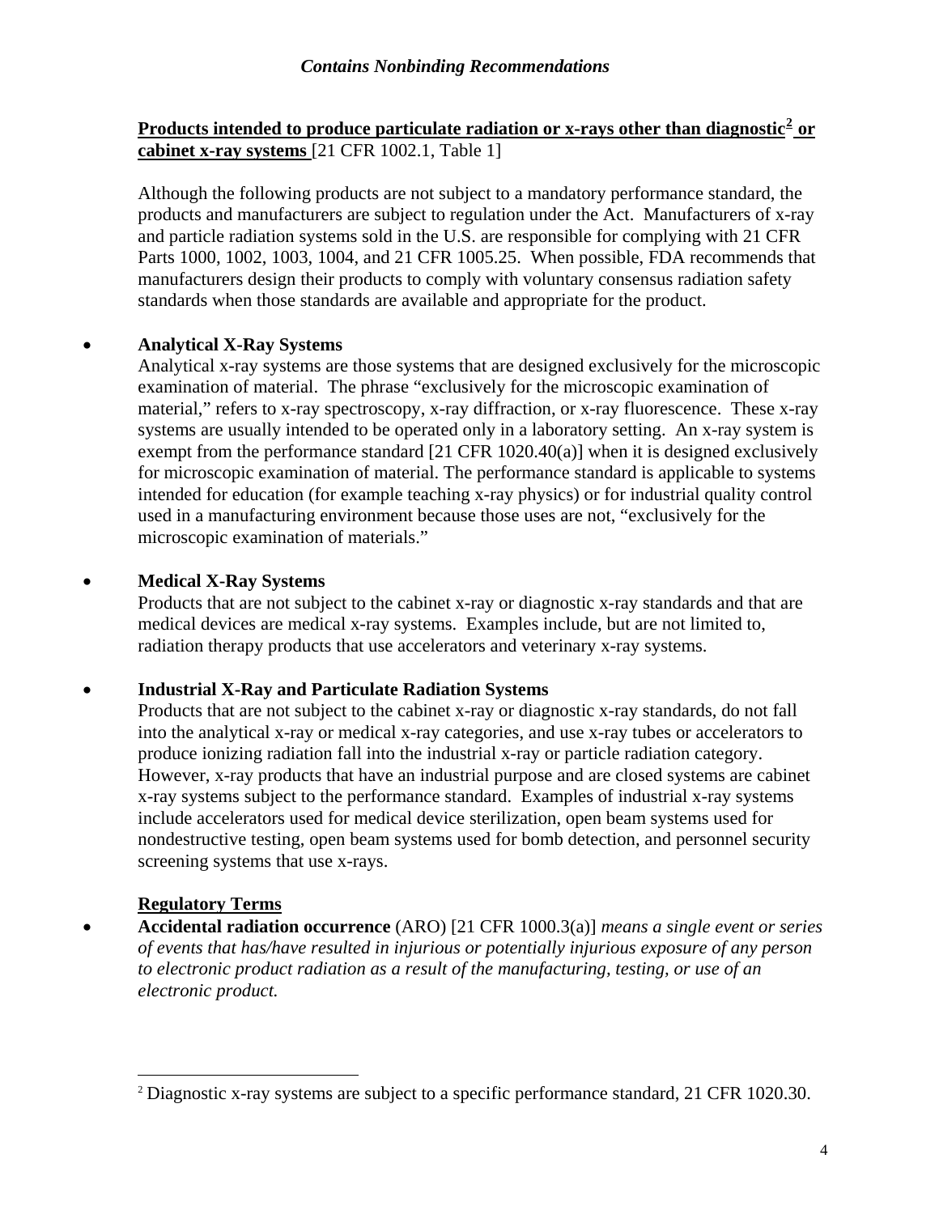**Products intended to produce particulate radiation or x-rays other than diagnostic[2] or cabinet x-ray systems** [21 CFR 1002.1, Table 1]

Although the following products are not subject to a mandatory performance standard, the products and manufacturers are subject to regulation under the Act. Manufacturers of x-ray and particle radiation systems sold in the U.S. are responsible for complying with 21 CFR Parts 1000, 1002, 1003, 1004, and 21 CFR 1005.25. When possible, FDA recommends that manufacturers design their products to comply with voluntary consensus radiation safety standards when those standards are available and appropriate for the product.

- **Analytical X-Ray Systems**
  Analytical x-ray systems are those systems that are designed exclusively for the microscopic examination of material. The phrase "exclusively for the microscopic examination of material," refers to x-ray spectroscopy, x-ray diffraction, or x-ray fluorescence. These x-ray systems are usually intended to be operated only in a laboratory setting. An x-ray system is exempt from the performance standard [21 CFR 1020.40(a)] when it is designed exclusively for microscopic examination of material. The performance standard is applicable to systems intended for education (for example teaching x-ray physics) or for industrial quality control used in a manufacturing environment because those uses are not, "exclusively for the microscopic examination of materials."

- **Medical X-Ray Systems**
  Products that are not subject to the cabinet x-ray or diagnostic x-ray standards and that are medical devices are medical x-ray systems. Examples include, but are not limited to, radiation therapy products that use accelerators and veterinary x-ray systems.

- **Industrial X-Ray and Particulate Radiation Systems**
  Products that are not subject to the cabinet x-ray or diagnostic x-ray standards, do not fall into the analytical x-ray or medical x-ray categories, and use x-ray tubes or accelerators to produce ionizing radiation fall into the industrial x-ray or particle radiation category. However, x-ray products that have an industrial purpose and are closed systems are cabinet x-ray systems subject to the performance standard. Examples of industrial x-ray systems include accelerators used for medical device sterilization, open beam systems used for nondestructive testing, open beam systems used for bomb detection, and personnel security screening systems that use x-rays.

**Regulatory Terms**

- **Accidental radiation occurrence** (ARO) [21 CFR 1000.3(a)] *means a single event or series of events that has/have resulted in injurious or potentially injurious exposure of any person to electronic product radiation as a result of the manufacturing, testing, or use of an electronic product.*

---

[2] Diagnostic x-ray systems are subject to a specific performance standard, 21 CFR 1020.30.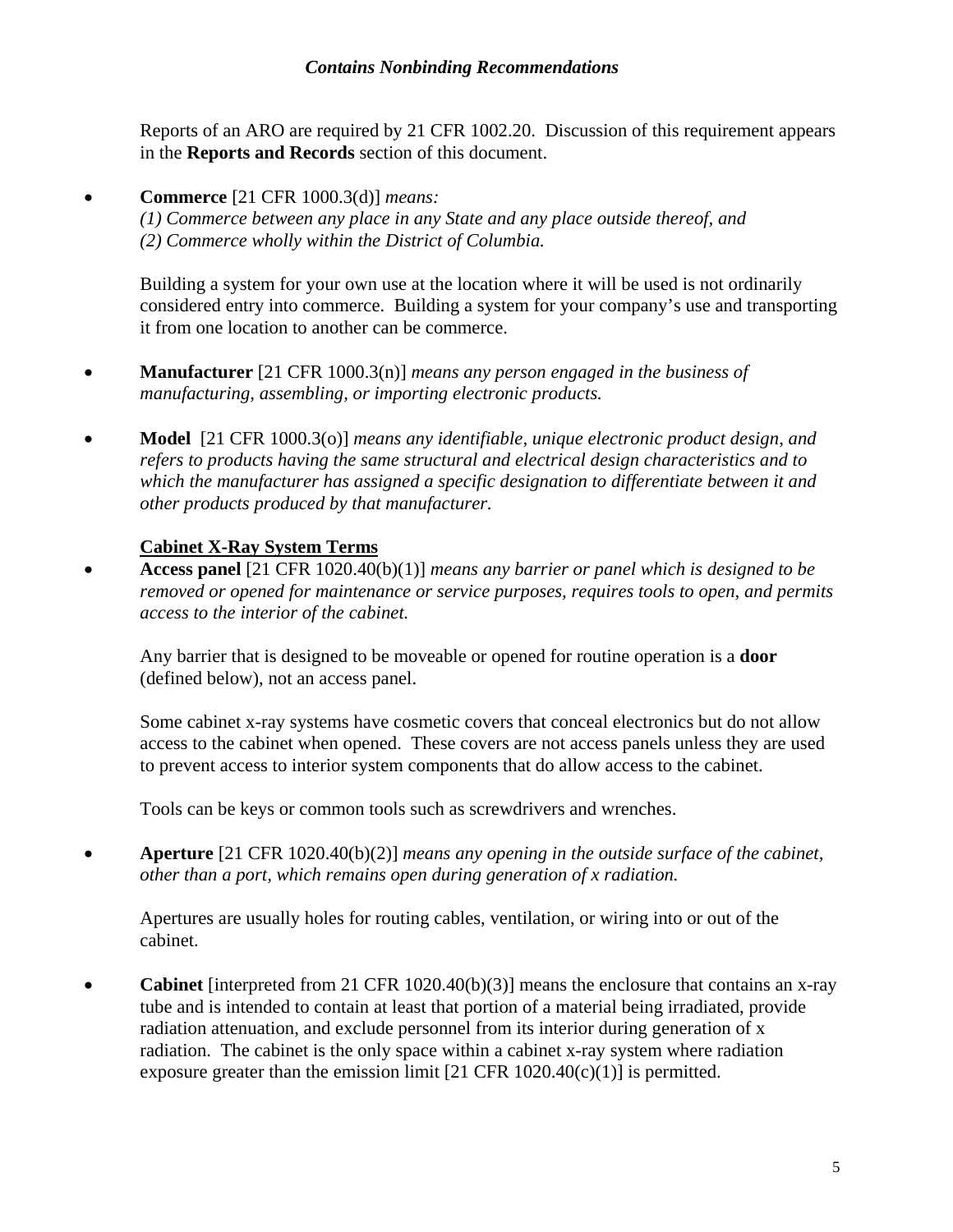Reports of an ARO are required by 21 CFR 1002.20. Discussion of this requirement appears in the **Reports and Records** section of this document.

- **Commerce** [21 CFR 1000.3(d)] *means:*
  *(1) Commerce between any place in any State and any place outside thereof, and*
  *(2) Commerce wholly within the District of Columbia.*

  Building a system for your own use at the location where it will be used is not ordinarily considered entry into commerce. Building a system for your company's use and transporting it from one location to another can be commerce.

- **Manufacturer** [21 CFR 1000.3(n)] *means any person engaged in the business of manufacturing, assembling, or importing electronic products.*

- **Model** [21 CFR 1000.3(o)] *means any identifiable, unique electronic product design, and refers to products having the same structural and electrical design characteristics and to which the manufacturer has assigned a specific designation to differentiate between it and other products produced by that manufacturer.*

**<u>Cabinet X-Ray System Terms</u>**

- **Access panel** [21 CFR 1020.40(b)(1)] *means any barrier or panel which is designed to be removed or opened for maintenance or service purposes, requires tools to open, and permits access to the interior of the cabinet.*

  Any barrier that is designed to be moveable or opened for routine operation is a **door** (defined below), not an access panel.

  Some cabinet x-ray systems have cosmetic covers that conceal electronics but do not allow access to the cabinet when opened. These covers are not access panels unless they are used to prevent access to interior system components that do allow access to the cabinet.

  Tools can be keys or common tools such as screwdrivers and wrenches.

- **Aperture** [21 CFR 1020.40(b)(2)] *means any opening in the outside surface of the cabinet, other than a port, which remains open during generation of x radiation.*

  Apertures are usually holes for routing cables, ventilation, or wiring into or out of the cabinet.

- **Cabinet** [interpreted from 21 CFR 1020.40(b)(3)] means the enclosure that contains an x-ray tube and is intended to contain at least that portion of a material being irradiated, provide radiation attenuation, and exclude personnel from its interior during generation of x radiation. The cabinet is the only space within a cabinet x-ray system where radiation exposure greater than the emission limit [21 CFR 1020.40(c)(1)] is permitted.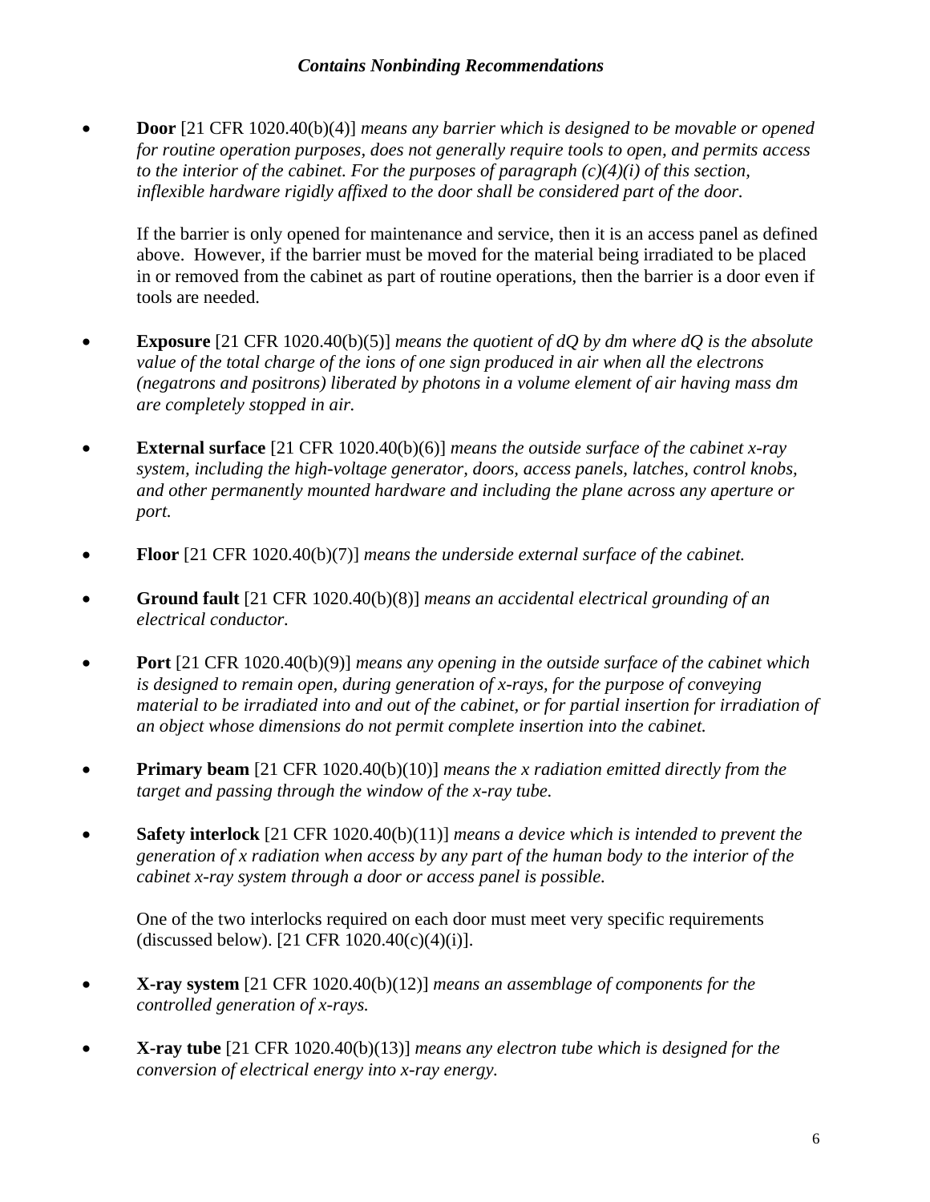- **Door** [21 CFR 1020.40(b)(4)] *means any barrier which is designed to be movable or opened for routine operation purposes, does not generally require tools to open, and permits access to the interior of the cabinet. For the purposes of paragraph (c)(4)(i) of this section, inflexible hardware rigidly affixed to the door shall be considered part of the door.*

  If the barrier is only opened for maintenance and service, then it is an access panel as defined above. However, if the barrier must be moved for the material being irradiated to be placed in or removed from the cabinet as part of routine operations, then the barrier is a door even if tools are needed.

- **Exposure** [21 CFR 1020.40(b)(5)] *means the quotient of dQ by dm where dQ is the absolute value of the total charge of the ions of one sign produced in air when all the electrons (negatrons and positrons) liberated by photons in a volume element of air having mass dm are completely stopped in air.*

- **External surface** [21 CFR 1020.40(b)(6)] *means the outside surface of the cabinet x-ray system, including the high-voltage generator, doors, access panels, latches, control knobs, and other permanently mounted hardware and including the plane across any aperture or port.*

- **Floor** [21 CFR 1020.40(b)(7)] *means the underside external surface of the cabinet.*

- **Ground fault** [21 CFR 1020.40(b)(8)] *means an accidental electrical grounding of an electrical conductor.*

- **Port** [21 CFR 1020.40(b)(9)] *means any opening in the outside surface of the cabinet which is designed to remain open, during generation of x-rays, for the purpose of conveying material to be irradiated into and out of the cabinet, or for partial insertion for irradiation of an object whose dimensions do not permit complete insertion into the cabinet.*

- **Primary beam** [21 CFR 1020.40(b)(10)] *means the x radiation emitted directly from the target and passing through the window of the x-ray tube.*

- **Safety interlock** [21 CFR 1020.40(b)(11)] *means a device which is intended to prevent the generation of x radiation when access by any part of the human body to the interior of the cabinet x-ray system through a door or access panel is possible.*

  One of the two interlocks required on each door must meet very specific requirements (discussed below). [21 CFR 1020.40(c)(4)(i)].

- **X-ray system** [21 CFR 1020.40(b)(12)] *means an assemblage of components for the controlled generation of x-rays.*

- **X-ray tube** [21 CFR 1020.40(b)(13)] *means any electron tube which is designed for the conversion of electrical energy into x-ray energy.*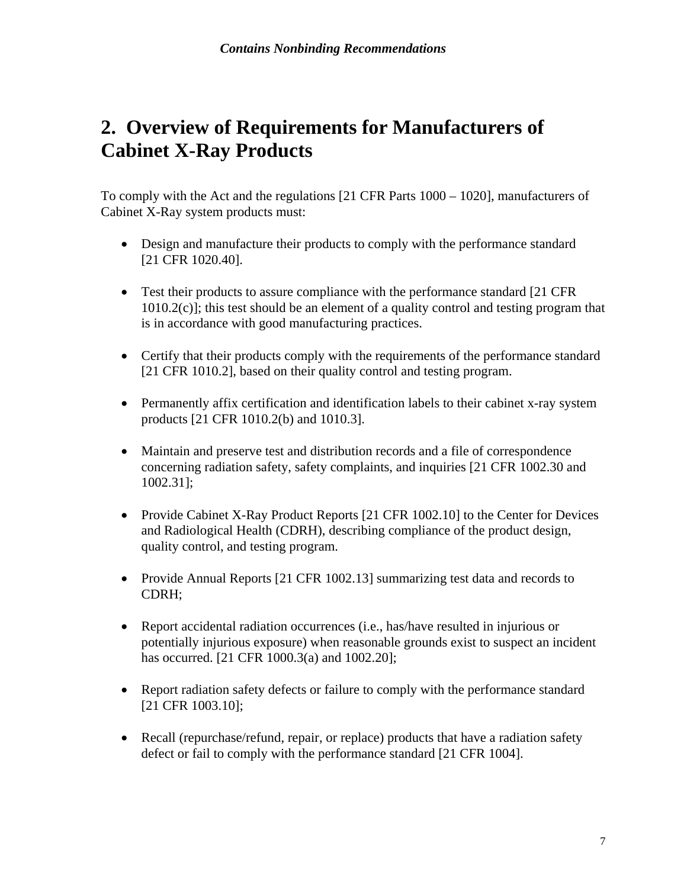# 2. Overview of Requirements for Manufacturers of Cabinet X-Ray Products

To comply with the Act and the regulations [21 CFR Parts 1000 – 1020], manufacturers of Cabinet X-Ray system products must:

- Design and manufacture their products to comply with the performance standard [21 CFR 1020.40].

- Test their products to assure compliance with the performance standard [21 CFR 1010.2(c)]; this test should be an element of a quality control and testing program that is in accordance with good manufacturing practices.

- Certify that their products comply with the requirements of the performance standard [21 CFR 1010.2], based on their quality control and testing program.

- Permanently affix certification and identification labels to their cabinet x-ray system products [21 CFR 1010.2(b) and 1010.3].

- Maintain and preserve test and distribution records and a file of correspondence concerning radiation safety, safety complaints, and inquiries [21 CFR 1002.30 and 1002.31];

- Provide Cabinet X-Ray Product Reports [21 CFR 1002.10] to the Center for Devices and Radiological Health (CDRH), describing compliance of the product design, quality control, and testing program.

- Provide Annual Reports [21 CFR 1002.13] summarizing test data and records to CDRH;

- Report accidental radiation occurrences (i.e., has/have resulted in injurious or potentially injurious exposure) when reasonable grounds exist to suspect an incident has occurred. [21 CFR 1000.3(a) and 1002.20];

- Report radiation safety defects or failure to comply with the performance standard [21 CFR 1003.10];

- Recall (repurchase/refund, repair, or replace) products that have a radiation safety defect or fail to comply with the performance standard [21 CFR 1004].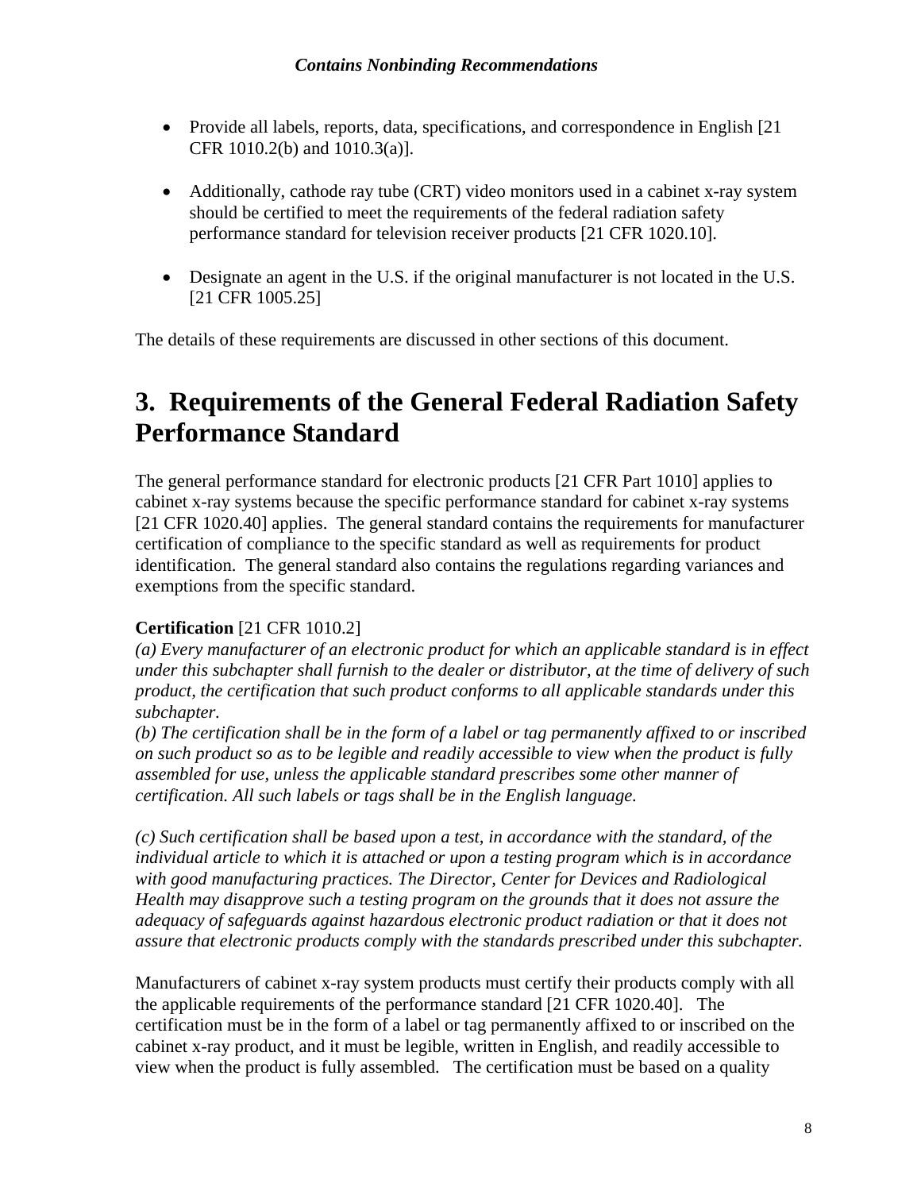- Provide all labels, reports, data, specifications, and correspondence in English [21 CFR 1010.2(b) and 1010.3(a)].

- Additionally, cathode ray tube (CRT) video monitors used in a cabinet x-ray system should be certified to meet the requirements of the federal radiation safety performance standard for television receiver products [21 CFR 1020.10].

- Designate an agent in the U.S. if the original manufacturer is not located in the U.S. [21 CFR 1005.25]

The details of these requirements are discussed in other sections of this document.

# 3. Requirements of the General Federal Radiation Safety Performance Standard

The general performance standard for electronic products [21 CFR Part 1010] applies to cabinet x-ray systems because the specific performance standard for cabinet x-ray systems [21 CFR 1020.40] applies. The general standard contains the requirements for manufacturer certification of compliance to the specific standard as well as requirements for product identification. The general standard also contains the regulations regarding variances and exemptions from the specific standard.

**Certification** [21 CFR 1010.2]
*(a) Every manufacturer of an electronic product for which an applicable standard is in effect under this subchapter shall furnish to the dealer or distributor, at the time of delivery of such product, the certification that such product conforms to all applicable standards under this subchapter.*
*(b) The certification shall be in the form of a label or tag permanently affixed to or inscribed on such product so as to be legible and readily accessible to view when the product is fully assembled for use, unless the applicable standard prescribes some other manner of certification. All such labels or tags shall be in the English language.*

*(c) Such certification shall be based upon a test, in accordance with the standard, of the individual article to which it is attached or upon a testing program which is in accordance with good manufacturing practices. The Director, Center for Devices and Radiological Health may disapprove such a testing program on the grounds that it does not assure the adequacy of safeguards against hazardous electronic product radiation or that it does not assure that electronic products comply with the standards prescribed under this subchapter.*

Manufacturers of cabinet x-ray system products must certify their products comply with all the applicable requirements of the performance standard [21 CFR 1020.40]. The certification must be in the form of a label or tag permanently affixed to or inscribed on the cabinet x-ray product, and it must be legible, written in English, and readily accessible to view when the product is fully assembled. The certification must be based on a quality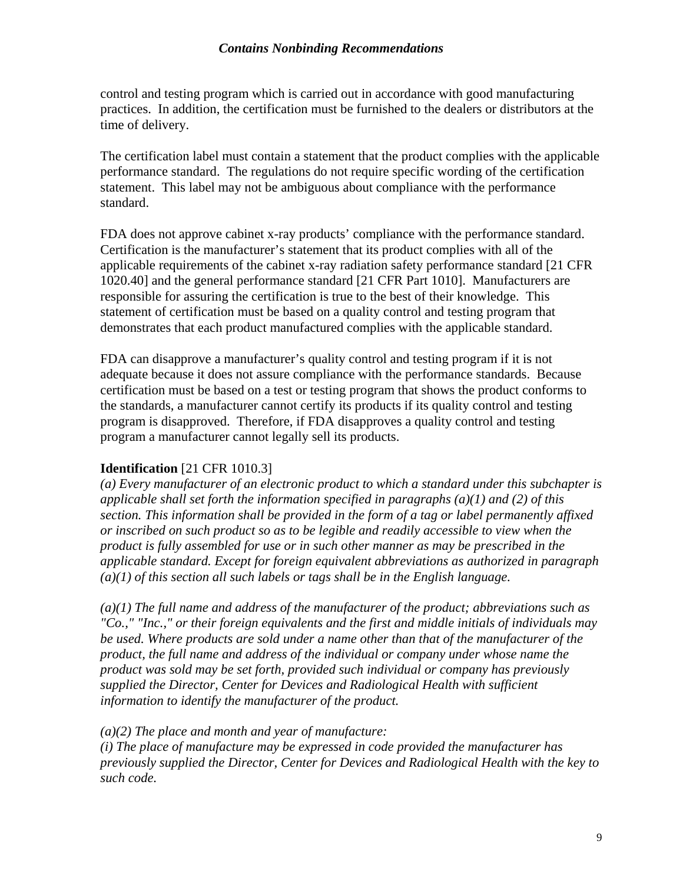control and testing program which is carried out in accordance with good manufacturing practices. In addition, the certification must be furnished to the dealers or distributors at the time of delivery.

The certification label must contain a statement that the product complies with the applicable performance standard. The regulations do not require specific wording of the certification statement. This label may not be ambiguous about compliance with the performance standard.

FDA does not approve cabinet x-ray products' compliance with the performance standard. Certification is the manufacturer's statement that its product complies with all of the applicable requirements of the cabinet x-ray radiation safety performance standard [21 CFR 1020.40] and the general performance standard [21 CFR Part 1010]. Manufacturers are responsible for assuring the certification is true to the best of their knowledge. This statement of certification must be based on a quality control and testing program that demonstrates that each product manufactured complies with the applicable standard.

FDA can disapprove a manufacturer's quality control and testing program if it is not adequate because it does not assure compliance with the performance standards. Because certification must be based on a test or testing program that shows the product conforms to the standards, a manufacturer cannot certify its products if its quality control and testing program is disapproved. Therefore, if FDA disapproves a quality control and testing program a manufacturer cannot legally sell its products.

**Identification** [21 CFR 1010.3]
*(a) Every manufacturer of an electronic product to which a standard under this subchapter is applicable shall set forth the information specified in paragraphs (a)(1) and (2) of this section. This information shall be provided in the form of a tag or label permanently affixed or inscribed on such product so as to be legible and readily accessible to view when the product is fully assembled for use or in such other manner as may be prescribed in the applicable standard. Except for foreign equivalent abbreviations as authorized in paragraph (a)(1) of this section all such labels or tags shall be in the English language.*

*(a)(1) The full name and address of the manufacturer of the product; abbreviations such as "Co.," "Inc.," or their foreign equivalents and the first and middle initials of individuals may be used. Where products are sold under a name other than that of the manufacturer of the product, the full name and address of the individual or company under whose name the product was sold may be set forth, provided such individual or company has previously supplied the Director, Center for Devices and Radiological Health with sufficient information to identify the manufacturer of the product.*

*(a)(2) The place and month and year of manufacture:*
*(i) The place of manufacture may be expressed in code provided the manufacturer has previously supplied the Director, Center for Devices and Radiological Health with the key to such code.*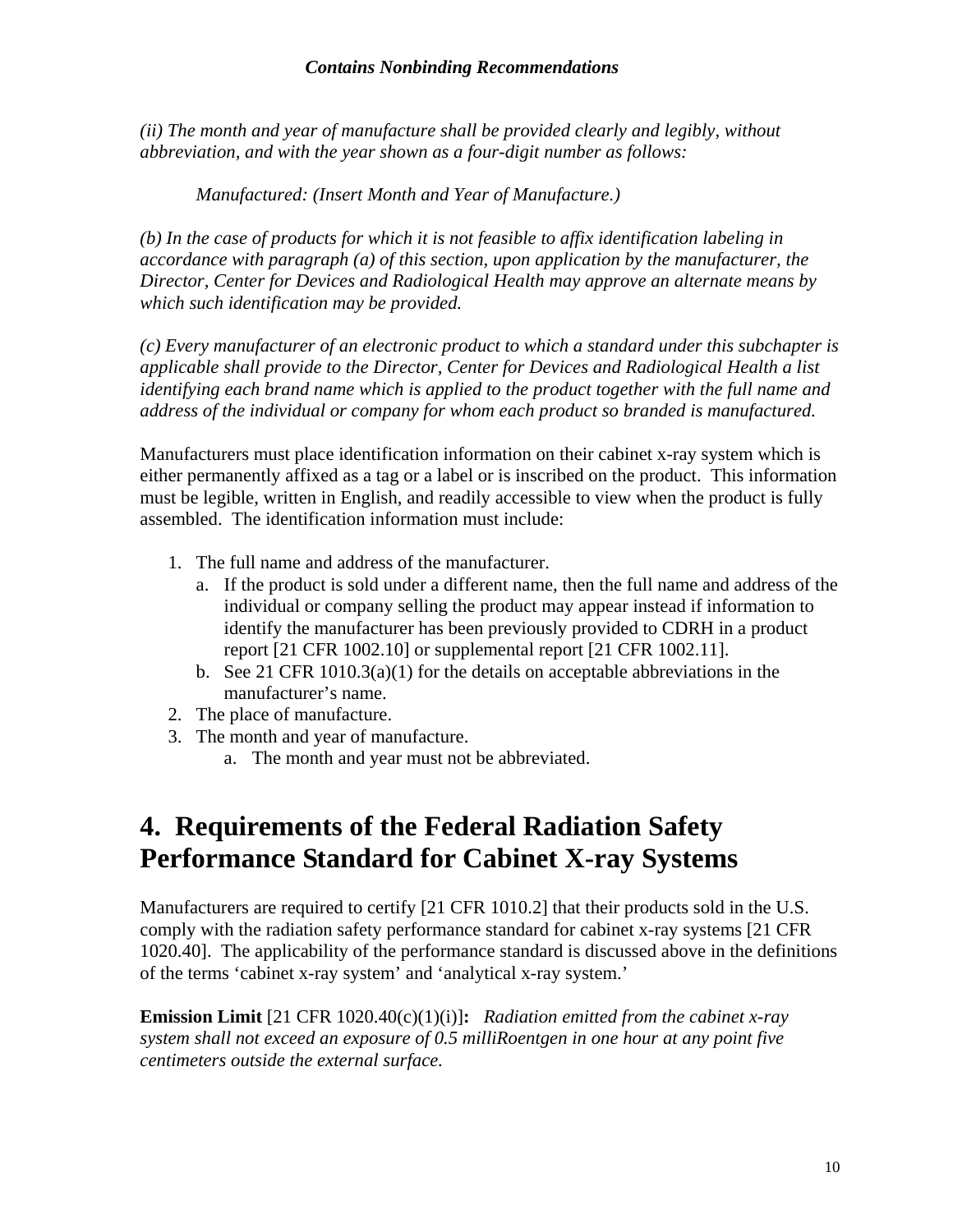*(ii) The month and year of manufacture shall be provided clearly and legibly, without abbreviation, and with the year shown as a four-digit number as follows:*

*Manufactured: (Insert Month and Year of Manufacture.)*

*(b) In the case of products for which it is not feasible to affix identification labeling in accordance with paragraph (a) of this section, upon application by the manufacturer, the Director, Center for Devices and Radiological Health may approve an alternate means by which such identification may be provided.*

*(c) Every manufacturer of an electronic product to which a standard under this subchapter is applicable shall provide to the Director, Center for Devices and Radiological Health a list identifying each brand name which is applied to the product together with the full name and address of the individual or company for whom each product so branded is manufactured.*

Manufacturers must place identification information on their cabinet x-ray system which is either permanently affixed as a tag or a label or is inscribed on the product. This information must be legible, written in English, and readily accessible to view when the product is fully assembled. The identification information must include:

1. The full name and address of the manufacturer.
   a. If the product is sold under a different name, then the full name and address of the individual or company selling the product may appear instead if information to identify the manufacturer has been previously provided to CDRH in a product report [21 CFR 1002.10] or supplemental report [21 CFR 1002.11].
   b. See 21 CFR 1010.3(a)(1) for the details on acceptable abbreviations in the manufacturer's name.
2. The place of manufacture.
3. The month and year of manufacture.
   a. The month and year must not be abbreviated.

# 4. Requirements of the Federal Radiation Safety Performance Standard for Cabinet X-ray Systems

Manufacturers are required to certify [21 CFR 1010.2] that their products sold in the U.S. comply with the radiation safety performance standard for cabinet x-ray systems [21 CFR 1020.40]. The applicability of the performance standard is discussed above in the definitions of the terms 'cabinet x-ray system' and 'analytical x-ray system.'

**Emission Limit** [21 CFR 1020.40(c)(1)(i)]**:** *Radiation emitted from the cabinet x-ray system shall not exceed an exposure of 0.5 milliRoentgen in one hour at any point five centimeters outside the external surface.*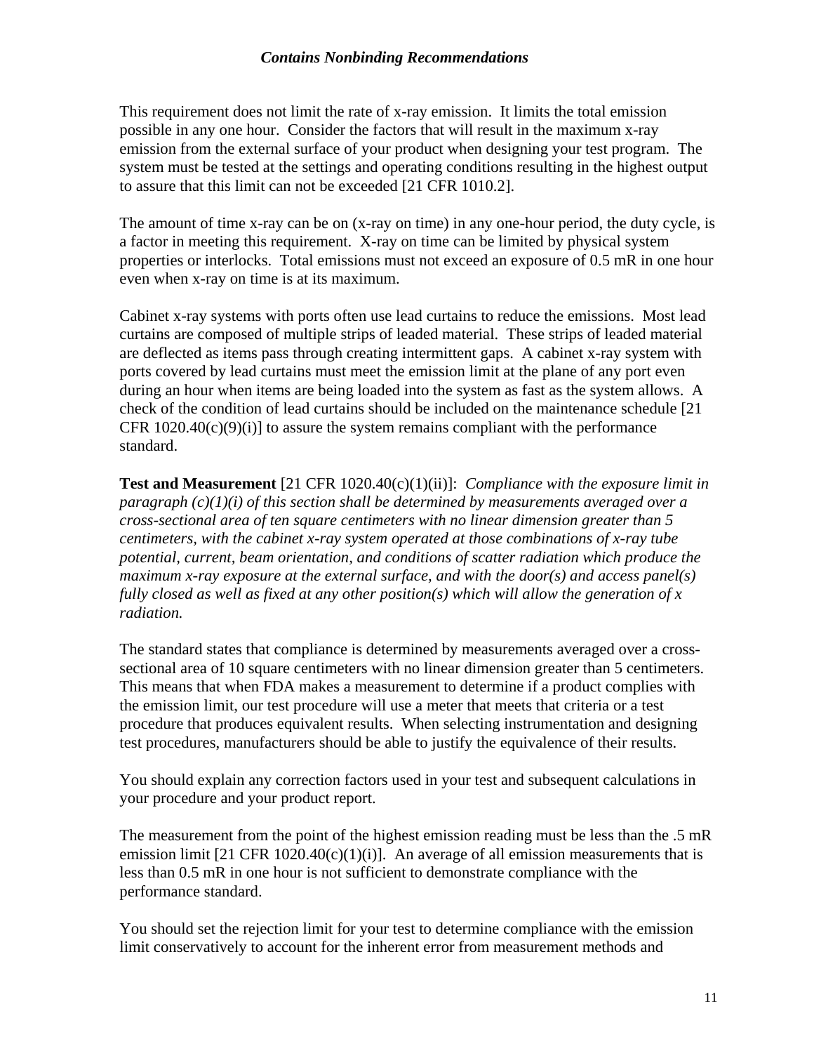This requirement does not limit the rate of x-ray emission. It limits the total emission possible in any one hour. Consider the factors that will result in the maximum x-ray emission from the external surface of your product when designing your test program. The system must be tested at the settings and operating conditions resulting in the highest output to assure that this limit can not be exceeded [21 CFR 1010.2].

The amount of time x-ray can be on (x-ray on time) in any one-hour period, the duty cycle, is a factor in meeting this requirement. X-ray on time can be limited by physical system properties or interlocks. Total emissions must not exceed an exposure of 0.5 mR in one hour even when x-ray on time is at its maximum.

Cabinet x-ray systems with ports often use lead curtains to reduce the emissions. Most lead curtains are composed of multiple strips of leaded material. These strips of leaded material are deflected as items pass through creating intermittent gaps. A cabinet x-ray system with ports covered by lead curtains must meet the emission limit at the plane of any port even during an hour when items are being loaded into the system as fast as the system allows. A check of the condition of lead curtains should be included on the maintenance schedule [21 CFR 1020.40(c)(9)(i)] to assure the system remains compliant with the performance standard.

**Test and Measurement** [21 CFR 1020.40(c)(1)(ii)]: *Compliance with the exposure limit in paragraph (c)(1)(i) of this section shall be determined by measurements averaged over a cross-sectional area of ten square centimeters with no linear dimension greater than 5 centimeters, with the cabinet x-ray system operated at those combinations of x-ray tube potential, current, beam orientation, and conditions of scatter radiation which produce the maximum x-ray exposure at the external surface, and with the door(s) and access panel(s) fully closed as well as fixed at any other position(s) which will allow the generation of x radiation.*

The standard states that compliance is determined by measurements averaged over a cross-sectional area of 10 square centimeters with no linear dimension greater than 5 centimeters. This means that when FDA makes a measurement to determine if a product complies with the emission limit, our test procedure will use a meter that meets that criteria or a test procedure that produces equivalent results. When selecting instrumentation and designing test procedures, manufacturers should be able to justify the equivalence of their results.

You should explain any correction factors used in your test and subsequent calculations in your procedure and your product report.

The measurement from the point of the highest emission reading must be less than the .5 mR emission limit [21 CFR 1020.40(c)(1)(i)]. An average of all emission measurements that is less than 0.5 mR in one hour is not sufficient to demonstrate compliance with the performance standard.

You should set the rejection limit for your test to determine compliance with the emission limit conservatively to account for the inherent error from measurement methods and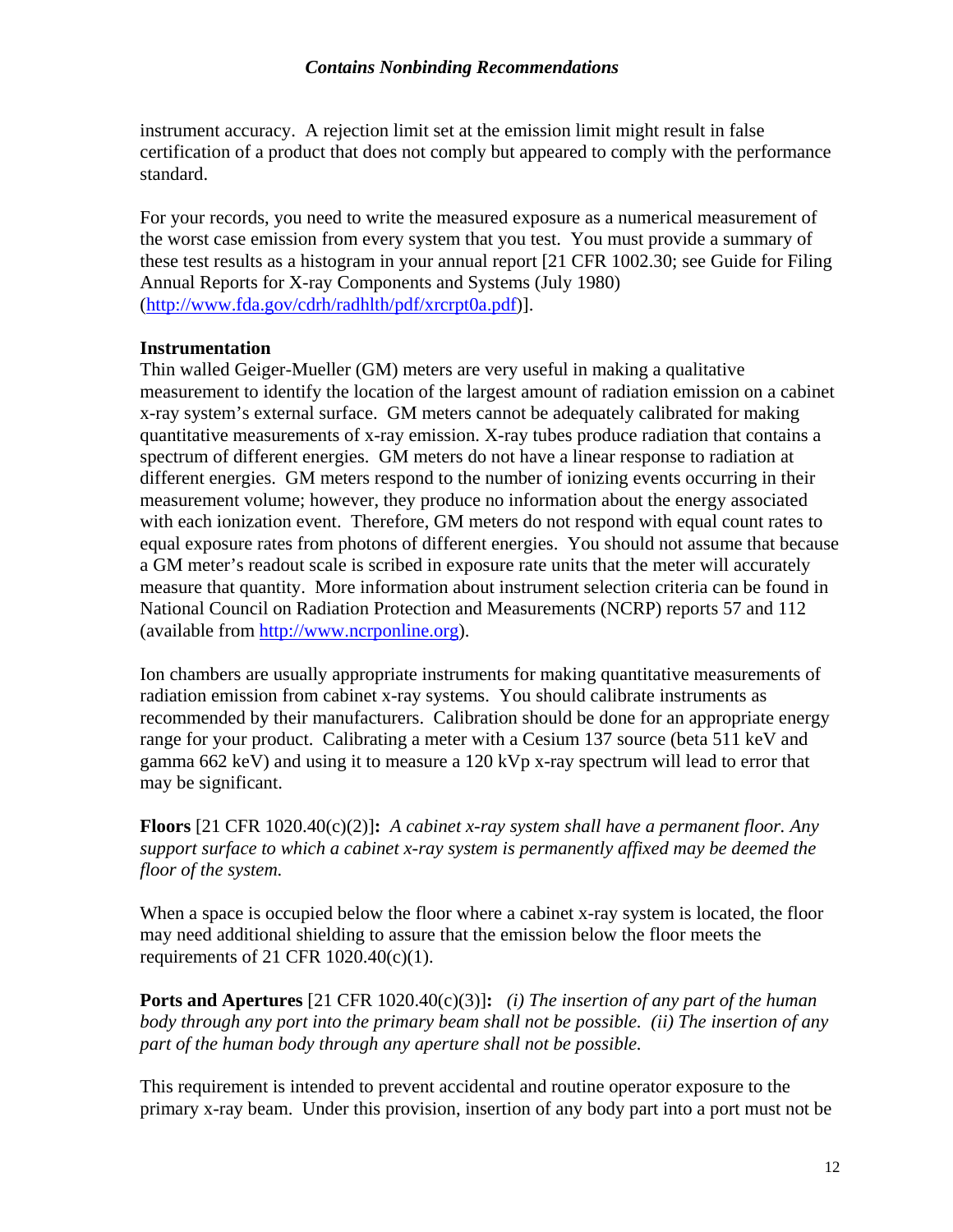instrument accuracy. A rejection limit set at the emission limit might result in false certification of a product that does not comply but appeared to comply with the performance standard.

For your records, you need to write the measured exposure as a numerical measurement of the worst case emission from every system that you test. You must provide a summary of these test results as a histogram in your annual report [21 CFR 1002.30; see Guide for Filing Annual Reports for X-ray Components and Systems (July 1980) (http://www.fda.gov/cdrh/radhlth/pdf/xrcrpt0a.pdf)].

**Instrumentation**

Thin walled Geiger-Mueller (GM) meters are very useful in making a qualitative measurement to identify the location of the largest amount of radiation emission on a cabinet x-ray system's external surface. GM meters cannot be adequately calibrated for making quantitative measurements of x-ray emission. X-ray tubes produce radiation that contains a spectrum of different energies. GM meters do not have a linear response to radiation at different energies. GM meters respond to the number of ionizing events occurring in their measurement volume; however, they produce no information about the energy associated with each ionization event. Therefore, GM meters do not respond with equal count rates to equal exposure rates from photons of different energies. You should not assume that because a GM meter's readout scale is scribed in exposure rate units that the meter will accurately measure that quantity. More information about instrument selection criteria can be found in National Council on Radiation Protection and Measurements (NCRP) reports 57 and 112 (available from http://www.ncrponline.org).

Ion chambers are usually appropriate instruments for making quantitative measurements of radiation emission from cabinet x-ray systems. You should calibrate instruments as recommended by their manufacturers. Calibration should be done for an appropriate energy range for your product. Calibrating a meter with a Cesium 137 source (beta 511 keV and gamma 662 keV) and using it to measure a 120 kVp x-ray spectrum will lead to error that may be significant.

**Floors** [21 CFR 1020.40(c)(2)]**:** *A cabinet x-ray system shall have a permanent floor. Any support surface to which a cabinet x-ray system is permanently affixed may be deemed the floor of the system.*

When a space is occupied below the floor where a cabinet x-ray system is located, the floor may need additional shielding to assure that the emission below the floor meets the requirements of 21 CFR 1020.40(c)(1).

**Ports and Apertures** [21 CFR 1020.40(c)(3)]**:** *(i) The insertion of any part of the human body through any port into the primary beam shall not be possible. (ii) The insertion of any part of the human body through any aperture shall not be possible.*

This requirement is intended to prevent accidental and routine operator exposure to the primary x-ray beam. Under this provision, insertion of any body part into a port must not be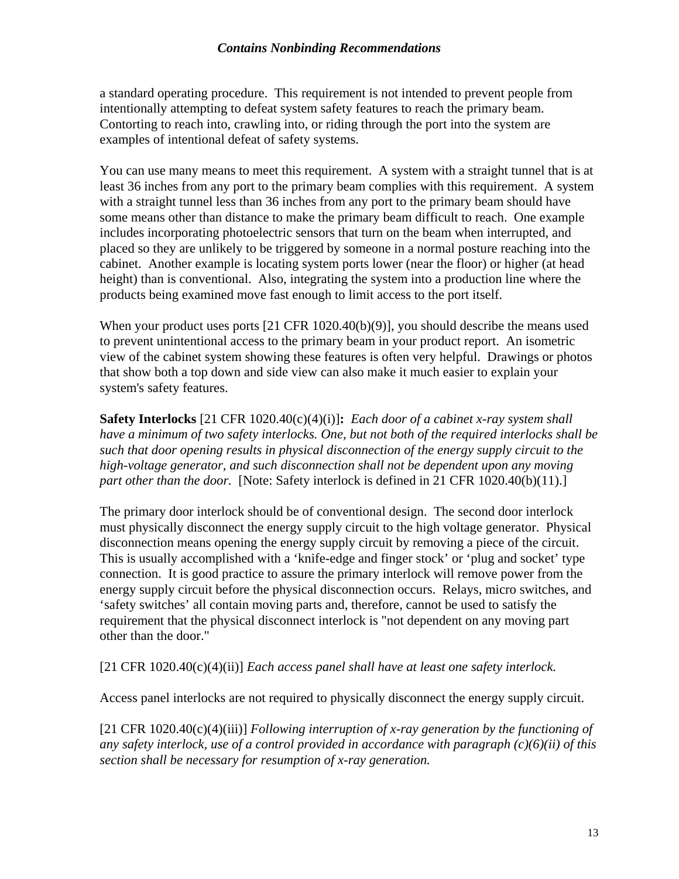a standard operating procedure. This requirement is not intended to prevent people from intentionally attempting to defeat system safety features to reach the primary beam. Contorting to reach into, crawling into, or riding through the port into the system are examples of intentional defeat of safety systems.

You can use many means to meet this requirement. A system with a straight tunnel that is at least 36 inches from any port to the primary beam complies with this requirement. A system with a straight tunnel less than 36 inches from any port to the primary beam should have some means other than distance to make the primary beam difficult to reach. One example includes incorporating photoelectric sensors that turn on the beam when interrupted, and placed so they are unlikely to be triggered by someone in a normal posture reaching into the cabinet. Another example is locating system ports lower (near the floor) or higher (at head height) than is conventional. Also, integrating the system into a production line where the products being examined move fast enough to limit access to the port itself.

When your product uses ports [21 CFR 1020.40(b)(9)], you should describe the means used to prevent unintentional access to the primary beam in your product report. An isometric view of the cabinet system showing these features is often very helpful. Drawings or photos that show both a top down and side view can also make it much easier to explain your system's safety features.

**Safety Interlocks** [21 CFR 1020.40(c)(4)(i)]**:** *Each door of a cabinet x-ray system shall have a minimum of two safety interlocks. One, but not both of the required interlocks shall be such that door opening results in physical disconnection of the energy supply circuit to the high-voltage generator, and such disconnection shall not be dependent upon any moving part other than the door.* [Note: Safety interlock is defined in 21 CFR 1020.40(b)(11).]

The primary door interlock should be of conventional design. The second door interlock must physically disconnect the energy supply circuit to the high voltage generator. Physical disconnection means opening the energy supply circuit by removing a piece of the circuit. This is usually accomplished with a 'knife-edge and finger stock' or 'plug and socket' type connection. It is good practice to assure the primary interlock will remove power from the energy supply circuit before the physical disconnection occurs. Relays, micro switches, and 'safety switches' all contain moving parts and, therefore, cannot be used to satisfy the requirement that the physical disconnect interlock is "not dependent on any moving part other than the door."

[21 CFR 1020.40(c)(4)(ii)] *Each access panel shall have at least one safety interlock.*

Access panel interlocks are not required to physically disconnect the energy supply circuit.

[21 CFR 1020.40(c)(4)(iii)] *Following interruption of x-ray generation by the functioning of any safety interlock, use of a control provided in accordance with paragraph (c)(6)(ii) of this section shall be necessary for resumption of x-ray generation.*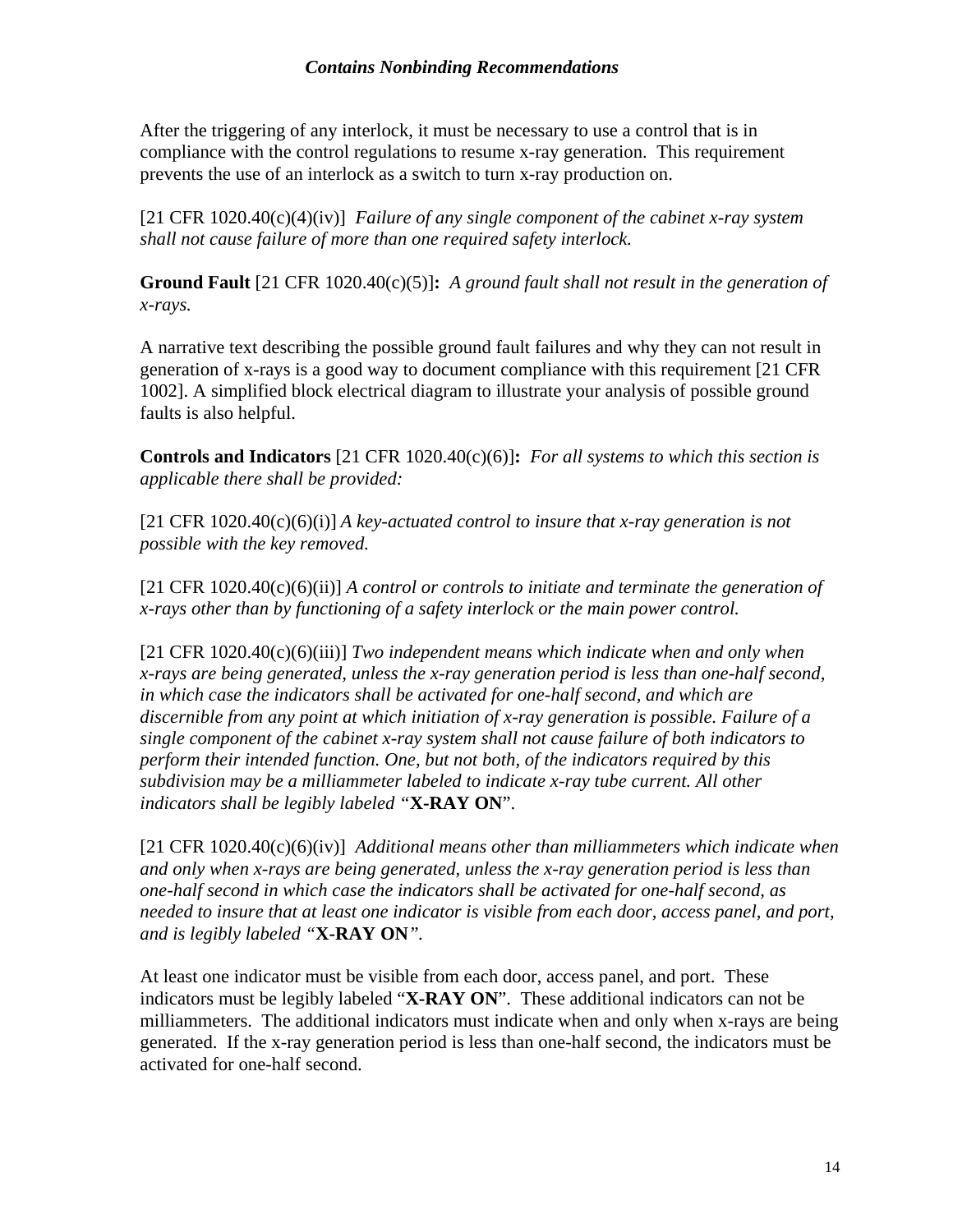After the triggering of any interlock, it must be necessary to use a control that is in compliance with the control regulations to resume x-ray generation. This requirement prevents the use of an interlock as a switch to turn x-ray production on.

[21 CFR 1020.40(c)(4)(iv)] *Failure of any single component of the cabinet x-ray system shall not cause failure of more than one required safety interlock.*

**Ground Fault** [21 CFR 1020.40(c)(5)]**:** *A ground fault shall not result in the generation of x-rays.*

A narrative text describing the possible ground fault failures and why they can not result in generation of x-rays is a good way to document compliance with this requirement [21 CFR 1002]. A simplified block electrical diagram to illustrate your analysis of possible ground faults is also helpful.

**Controls and Indicators** [21 CFR 1020.40(c)(6)]**:** *For all systems to which this section is applicable there shall be provided:*

[21 CFR 1020.40(c)(6)(i)] *A key-actuated control to insure that x-ray generation is not possible with the key removed.*

[21 CFR 1020.40(c)(6)(ii)] *A control or controls to initiate and terminate the generation of x-rays other than by functioning of a safety interlock or the main power control.*

[21 CFR 1020.40(c)(6)(iii)] *Two independent means which indicate when and only when x-rays are being generated, unless the x-ray generation period is less than one-half second, in which case the indicators shall be activated for one-half second, and which are discernible from any point at which initiation of x-ray generation is possible. Failure of a single component of the cabinet x-ray system shall not cause failure of both indicators to perform their intended function. One, but not both, of the indicators required by this subdivision may be a milliammeter labeled to indicate x-ray tube current. All other indicators shall be legibly labeled "***X-RAY ON***".*

[21 CFR 1020.40(c)(6)(iv)] *Additional means other than milliammeters which indicate when and only when x-rays are being generated, unless the x-ray generation period is less than one-half second in which case the indicators shall be activated for one-half second, as needed to insure that at least one indicator is visible from each door, access panel, and port, and is legibly labeled "***X-RAY ON***".*

At least one indicator must be visible from each door, access panel, and port. These indicators must be legibly labeled "**X-RAY ON**". These additional indicators can not be milliammeters. The additional indicators must indicate when and only when x-rays are being generated. If the x-ray generation period is less than one-half second, the indicators must be activated for one-half second.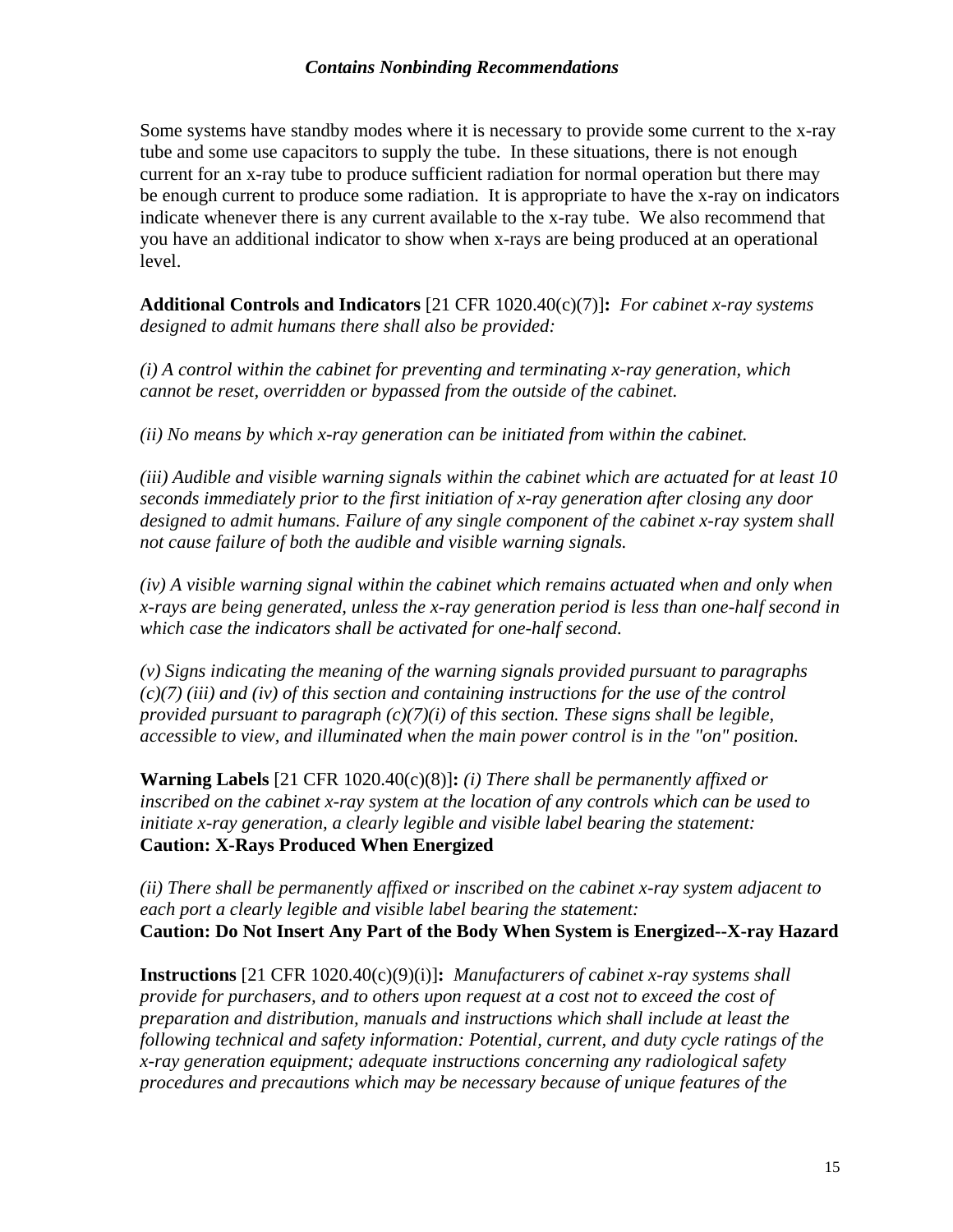Some systems have standby modes where it is necessary to provide some current to the x-ray tube and some use capacitors to supply the tube. In these situations, there is not enough current for an x-ray tube to produce sufficient radiation for normal operation but there may be enough current to produce some radiation. It is appropriate to have the x-ray on indicators indicate whenever there is any current available to the x-ray tube. We also recommend that you have an additional indicator to show when x-rays are being produced at an operational level.

**Additional Controls and Indicators** [21 CFR 1020.40(c)(7)]**:** *For cabinet x-ray systems designed to admit humans there shall also be provided:*

*(i) A control within the cabinet for preventing and terminating x-ray generation, which cannot be reset, overridden or bypassed from the outside of the cabinet.*

*(ii) No means by which x-ray generation can be initiated from within the cabinet.*

*(iii) Audible and visible warning signals within the cabinet which are actuated for at least 10 seconds immediately prior to the first initiation of x-ray generation after closing any door designed to admit humans. Failure of any single component of the cabinet x-ray system shall not cause failure of both the audible and visible warning signals.*

*(iv) A visible warning signal within the cabinet which remains actuated when and only when x-rays are being generated, unless the x-ray generation period is less than one-half second in which case the indicators shall be activated for one-half second.*

*(v) Signs indicating the meaning of the warning signals provided pursuant to paragraphs (c)(7) (iii) and (iv) of this section and containing instructions for the use of the control provided pursuant to paragraph (c)(7)(i) of this section. These signs shall be legible, accessible to view, and illuminated when the main power control is in the "on" position.*

**Warning Labels** [21 CFR 1020.40(c)(8)]**:** *(i) There shall be permanently affixed or inscribed on the cabinet x-ray system at the location of any controls which can be used to initiate x-ray generation, a clearly legible and visible label bearing the statement:*
**Caution: X-Rays Produced When Energized**

*(ii) There shall be permanently affixed or inscribed on the cabinet x-ray system adjacent to each port a clearly legible and visible label bearing the statement:*
**Caution: Do Not Insert Any Part of the Body When System is Energized--X-ray Hazard**

**Instructions** [21 CFR 1020.40(c)(9)(i)]**:** *Manufacturers of cabinet x-ray systems shall provide for purchasers, and to others upon request at a cost not to exceed the cost of preparation and distribution, manuals and instructions which shall include at least the following technical and safety information: Potential, current, and duty cycle ratings of the x-ray generation equipment; adequate instructions concerning any radiological safety procedures and precautions which may be necessary because of unique features of the*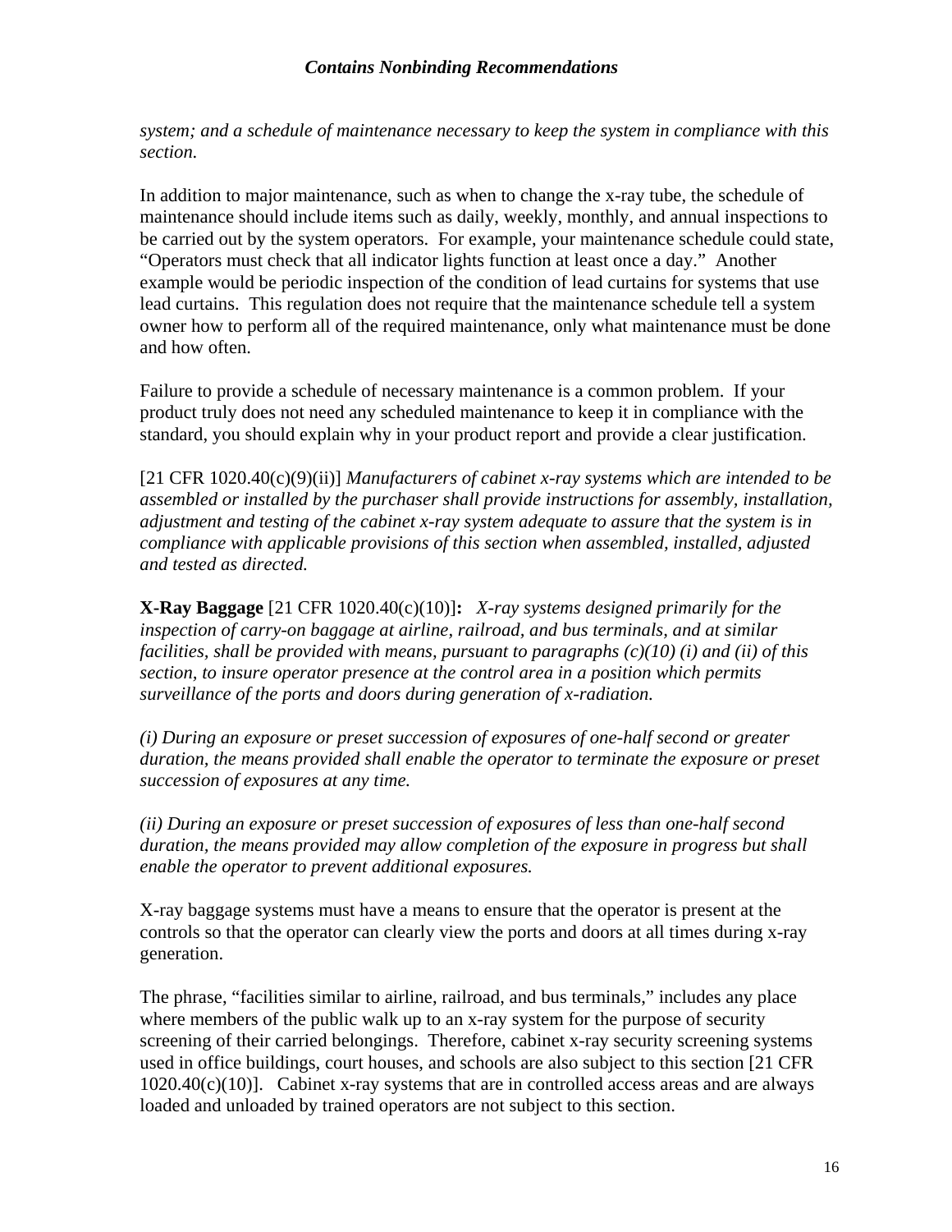*system; and a schedule of maintenance necessary to keep the system in compliance with this section.*

In addition to major maintenance, such as when to change the x-ray tube, the schedule of maintenance should include items such as daily, weekly, monthly, and annual inspections to be carried out by the system operators. For example, your maintenance schedule could state, "Operators must check that all indicator lights function at least once a day." Another example would be periodic inspection of the condition of lead curtains for systems that use lead curtains. This regulation does not require that the maintenance schedule tell a system owner how to perform all of the required maintenance, only what maintenance must be done and how often.

Failure to provide a schedule of necessary maintenance is a common problem. If your product truly does not need any scheduled maintenance to keep it in compliance with the standard, you should explain why in your product report and provide a clear justification.

[21 CFR 1020.40(c)(9)(ii)] *Manufacturers of cabinet x-ray systems which are intended to be assembled or installed by the purchaser shall provide instructions for assembly, installation, adjustment and testing of the cabinet x-ray system adequate to assure that the system is in compliance with applicable provisions of this section when assembled, installed, adjusted and tested as directed.*

**X-Ray Baggage** [21 CFR 1020.40(c)(10)]**:** *X-ray systems designed primarily for the inspection of carry-on baggage at airline, railroad, and bus terminals, and at similar facilities, shall be provided with means, pursuant to paragraphs (c)(10) (i) and (ii) of this section, to insure operator presence at the control area in a position which permits surveillance of the ports and doors during generation of x-radiation.*

*(i) During an exposure or preset succession of exposures of one-half second or greater duration, the means provided shall enable the operator to terminate the exposure or preset succession of exposures at any time.*

*(ii) During an exposure or preset succession of exposures of less than one-half second duration, the means provided may allow completion of the exposure in progress but shall enable the operator to prevent additional exposures.*

X-ray baggage systems must have a means to ensure that the operator is present at the controls so that the operator can clearly view the ports and doors at all times during x-ray generation.

The phrase, "facilities similar to airline, railroad, and bus terminals," includes any place where members of the public walk up to an x-ray system for the purpose of security screening of their carried belongings. Therefore, cabinet x-ray security screening systems used in office buildings, court houses, and schools are also subject to this section [21 CFR 1020.40(c)(10)]. Cabinet x-ray systems that are in controlled access areas and are always loaded and unloaded by trained operators are not subject to this section.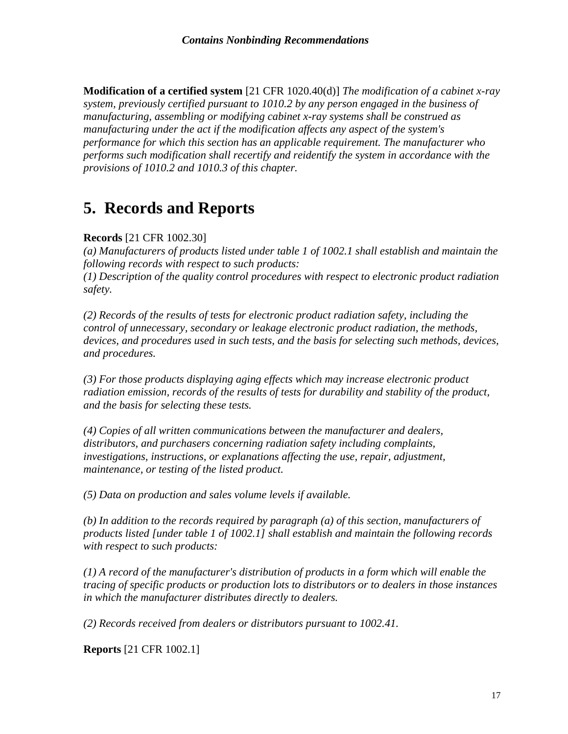**Modification of a certified system** [21 CFR 1020.40(d)] *The modification of a cabinet x-ray system, previously certified pursuant to 1010.2 by any person engaged in the business of manufacturing, assembling or modifying cabinet x-ray systems shall be construed as manufacturing under the act if the modification affects any aspect of the system's performance for which this section has an applicable requirement. The manufacturer who performs such modification shall recertify and reidentify the system in accordance with the provisions of 1010.2 and 1010.3 of this chapter.*

# 5. Records and Reports

**Records** [21 CFR 1002.30]
*(a) Manufacturers of products listed under table 1 of 1002.1 shall establish and maintain the following records with respect to such products:*
*(1) Description of the quality control procedures with respect to electronic product radiation safety.*

*(2) Records of the results of tests for electronic product radiation safety, including the control of unnecessary, secondary or leakage electronic product radiation, the methods, devices, and procedures used in such tests, and the basis for selecting such methods, devices, and procedures.*

*(3) For those products displaying aging effects which may increase electronic product radiation emission, records of the results of tests for durability and stability of the product, and the basis for selecting these tests.*

*(4) Copies of all written communications between the manufacturer and dealers, distributors, and purchasers concerning radiation safety including complaints, investigations, instructions, or explanations affecting the use, repair, adjustment, maintenance, or testing of the listed product.*

*(5) Data on production and sales volume levels if available.*

*(b) In addition to the records required by paragraph (a) of this section, manufacturers of products listed [under table 1 of 1002.1] shall establish and maintain the following records with respect to such products:*

*(1) A record of the manufacturer's distribution of products in a form which will enable the tracing of specific products or production lots to distributors or to dealers in those instances in which the manufacturer distributes directly to dealers.*

*(2) Records received from dealers or distributors pursuant to 1002.41.*

**Reports** [21 CFR 1002.1]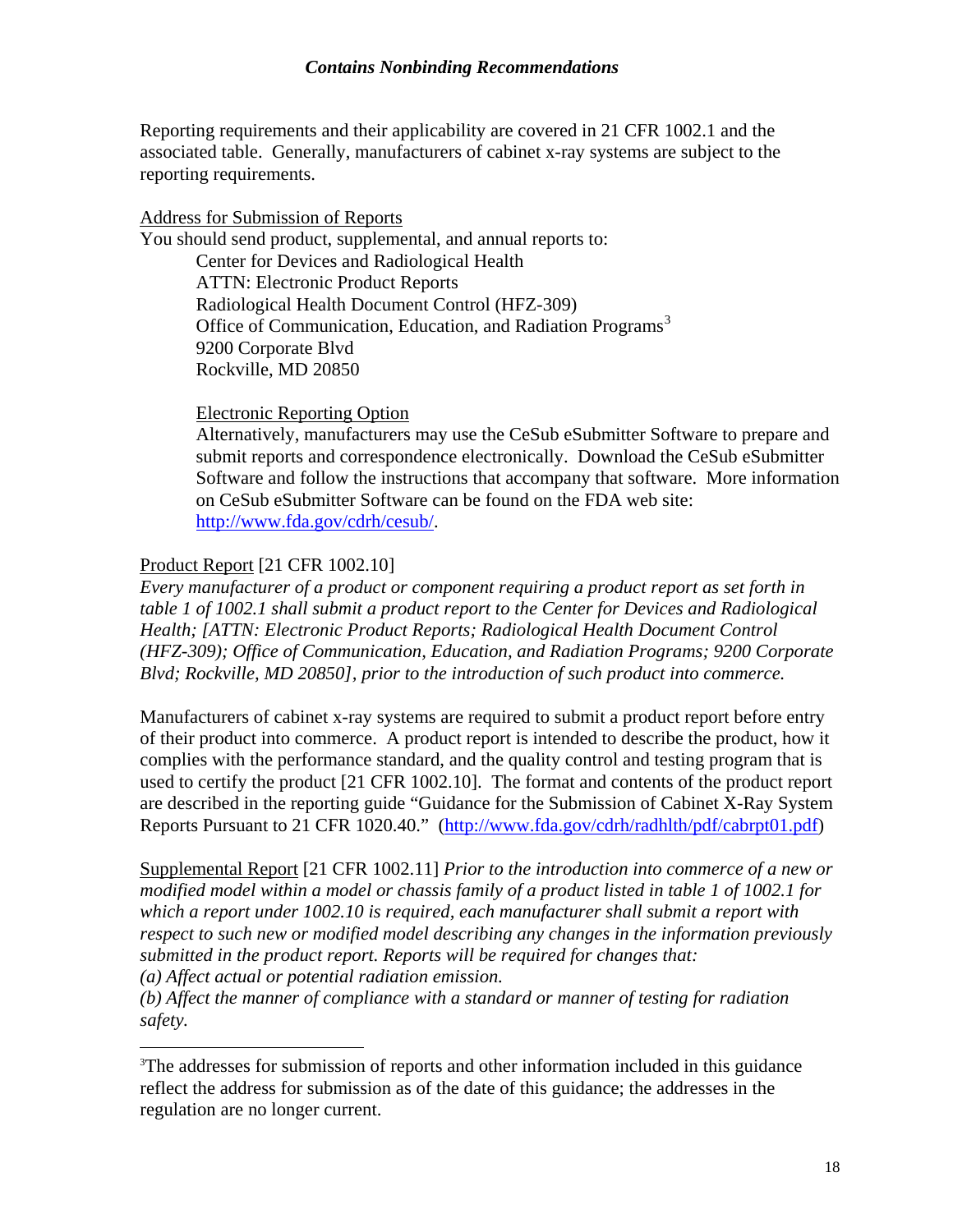Reporting requirements and their applicability are covered in 21 CFR 1002.1 and the associated table. Generally, manufacturers of cabinet x-ray systems are subject to the reporting requirements.

Address for Submission of Reports

You should send product, supplemental, and annual reports to:

Center for Devices and Radiological Health
ATTN: Electronic Product Reports
Radiological Health Document Control (HFZ-309)
Office of Communication, Education, and Radiation Programs[3]
9200 Corporate Blvd
Rockville, MD 20850

Electronic Reporting Option

Alternatively, manufacturers may use the CeSub eSubmitter Software to prepare and submit reports and correspondence electronically. Download the CeSub eSubmitter Software and follow the instructions that accompany that software. More information on CeSub eSubmitter Software can be found on the FDA web site: http://www.fda.gov/cdrh/cesub/.

Product Report [21 CFR 1002.10]
*Every manufacturer of a product or component requiring a product report as set forth in table 1 of 1002.1 shall submit a product report to the Center for Devices and Radiological Health; [ATTN: Electronic Product Reports; Radiological Health Document Control (HFZ-309); Office of Communication, Education, and Radiation Programs; 9200 Corporate Blvd; Rockville, MD 20850], prior to the introduction of such product into commerce.*

Manufacturers of cabinet x-ray systems are required to submit a product report before entry of their product into commerce. A product report is intended to describe the product, how it complies with the performance standard, and the quality control and testing program that is used to certify the product [21 CFR 1002.10]. The format and contents of the product report are described in the reporting guide "Guidance for the Submission of Cabinet X-Ray System Reports Pursuant to 21 CFR 1020.40." (http://www.fda.gov/cdrh/radhlth/pdf/cabrpt01.pdf)

Supplemental Report [21 CFR 1002.11] *Prior to the introduction into commerce of a new or modified model within a model or chassis family of a product listed in table 1 of 1002.1 for which a report under 1002.10 is required, each manufacturer shall submit a report with respect to such new or modified model describing any changes in the information previously submitted in the product report. Reports will be required for changes that:*
*(a) Affect actual or potential radiation emission.*
*(b) Affect the manner of compliance with a standard or manner of testing for radiation safety.*

---

[3] The addresses for submission of reports and other information included in this guidance reflect the address for submission as of the date of this guidance; the addresses in the regulation are no longer current.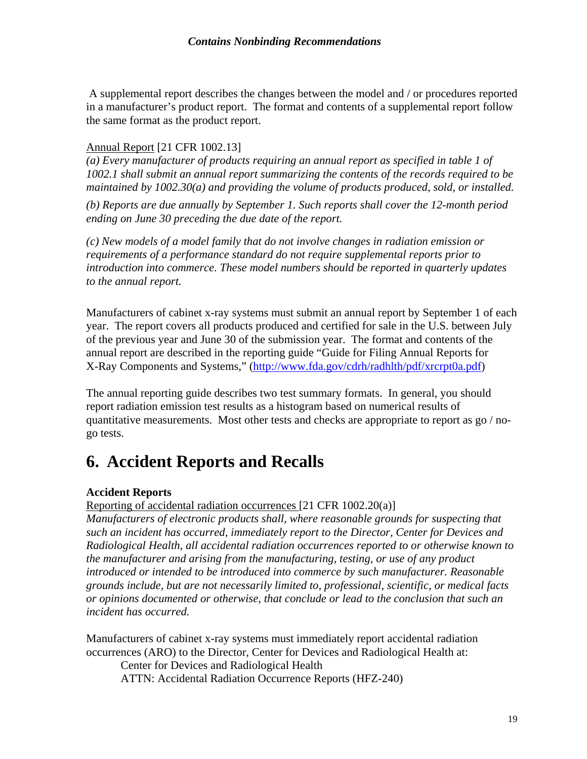A supplemental report describes the changes between the model and / or procedures reported in a manufacturer's product report. The format and contents of a supplemental report follow the same format as the product report.

Annual Report [21 CFR 1002.13]

*(a) Every manufacturer of products requiring an annual report as specified in table 1 of 1002.1 shall submit an annual report summarizing the contents of the records required to be maintained by 1002.30(a) and providing the volume of products produced, sold, or installed.*

*(b) Reports are due annually by September 1. Such reports shall cover the 12-month period ending on June 30 preceding the due date of the report.*

*(c) New models of a model family that do not involve changes in radiation emission or requirements of a performance standard do not require supplemental reports prior to introduction into commerce. These model numbers should be reported in quarterly updates to the annual report.*

Manufacturers of cabinet x-ray systems must submit an annual report by September 1 of each year. The report covers all products produced and certified for sale in the U.S. between July of the previous year and June 30 of the submission year. The format and contents of the annual report are described in the reporting guide "Guide for Filing Annual Reports for X-Ray Components and Systems," (http://www.fda.gov/cdrh/radhlth/pdf/xrcrpt0a.pdf)

The annual reporting guide describes two test summary formats. In general, you should report radiation emission test results as a histogram based on numerical results of quantitative measurements. Most other tests and checks are appropriate to report as go / no-go tests.

# 6. Accident Reports and Recalls

**Accident Reports**

Reporting of accidental radiation occurrences [21 CFR 1002.20(a)]

*Manufacturers of electronic products shall, where reasonable grounds for suspecting that such an incident has occurred, immediately report to the Director, Center for Devices and Radiological Health, all accidental radiation occurrences reported to or otherwise known to the manufacturer and arising from the manufacturing, testing, or use of any product introduced or intended to be introduced into commerce by such manufacturer. Reasonable grounds include, but are not necessarily limited to, professional, scientific, or medical facts or opinions documented or otherwise, that conclude or lead to the conclusion that such an incident has occurred.*

Manufacturers of cabinet x-ray systems must immediately report accidental radiation occurrences (ARO) to the Director, Center for Devices and Radiological Health at:

Center for Devices and Radiological Health
ATTN: Accidental Radiation Occurrence Reports (HFZ-240)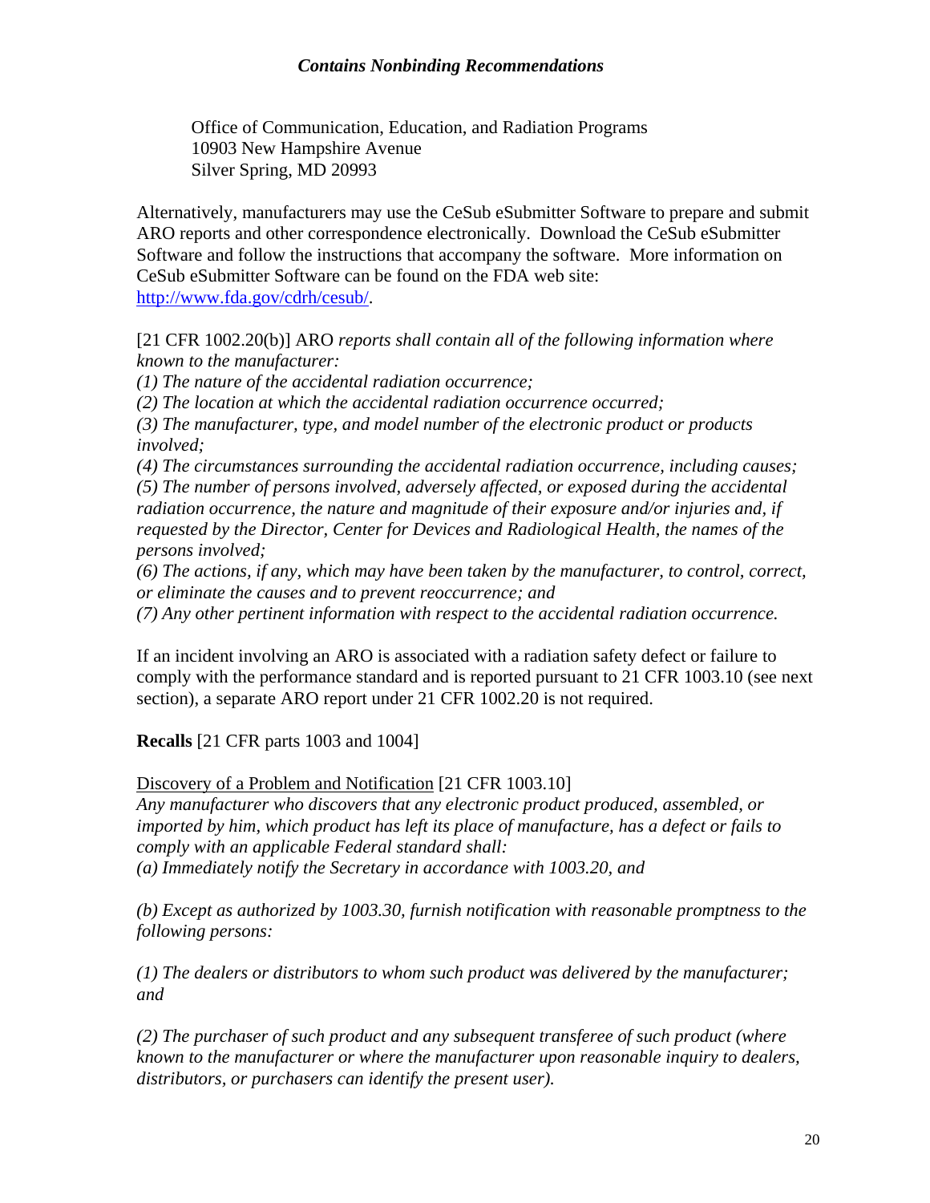Office of Communication, Education, and Radiation Programs
10903 New Hampshire Avenue
Silver Spring, MD 20993

Alternatively, manufacturers may use the CeSub eSubmitter Software to prepare and submit ARO reports and other correspondence electronically. Download the CeSub eSubmitter Software and follow the instructions that accompany the software. More information on CeSub eSubmitter Software can be found on the FDA web site: http://www.fda.gov/cdrh/cesub/.

[21 CFR 1002.20(b)] ARO *reports shall contain all of the following information where known to the manufacturer:*

*(1) The nature of the accidental radiation occurrence;*

*(2) The location at which the accidental radiation occurrence occurred;*

*(3) The manufacturer, type, and model number of the electronic product or products involved;*

*(4) The circumstances surrounding the accidental radiation occurrence, including causes;*

*(5) The number of persons involved, adversely affected, or exposed during the accidental radiation occurrence, the nature and magnitude of their exposure and/or injuries and, if requested by the Director, Center for Devices and Radiological Health, the names of the persons involved;*

*(6) The actions, if any, which may have been taken by the manufacturer, to control, correct, or eliminate the causes and to prevent reoccurrence; and*

*(7) Any other pertinent information with respect to the accidental radiation occurrence.*

If an incident involving an ARO is associated with a radiation safety defect or failure to comply with the performance standard and is reported pursuant to 21 CFR 1003.10 (see next section), a separate ARO report under 21 CFR 1002.20 is not required.

**Recalls** [21 CFR parts 1003 and 1004]

Discovery of a Problem and Notification [21 CFR 1003.10]

*Any manufacturer who discovers that any electronic product produced, assembled, or imported by him, which product has left its place of manufacture, has a defect or fails to comply with an applicable Federal standard shall:*

*(a) Immediately notify the Secretary in accordance with 1003.20, and*

*(b) Except as authorized by 1003.30, furnish notification with reasonable promptness to the following persons:*

*(1) The dealers or distributors to whom such product was delivered by the manufacturer; and*

*(2) The purchaser of such product and any subsequent transferee of such product (where known to the manufacturer or where the manufacturer upon reasonable inquiry to dealers, distributors, or purchasers can identify the present user).*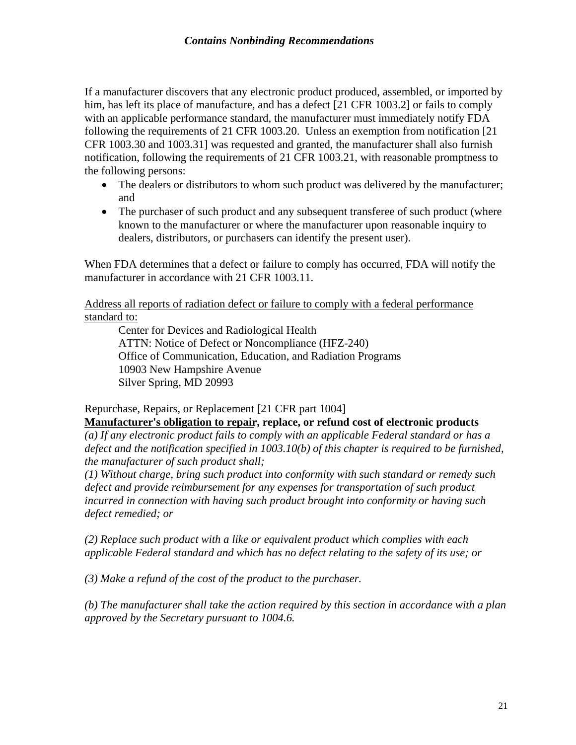If a manufacturer discovers that any electronic product produced, assembled, or imported by him, has left its place of manufacture, and has a defect [21 CFR 1003.2] or fails to comply with an applicable performance standard, the manufacturer must immediately notify FDA following the requirements of 21 CFR 1003.20. Unless an exemption from notification [21 CFR 1003.30 and 1003.31] was requested and granted, the manufacturer shall also furnish notification, following the requirements of 21 CFR 1003.21, with reasonable promptness to the following persons:

- The dealers or distributors to whom such product was delivered by the manufacturer; and
- The purchaser of such product and any subsequent transferee of such product (where known to the manufacturer or where the manufacturer upon reasonable inquiry to dealers, distributors, or purchasers can identify the present user).

When FDA determines that a defect or failure to comply has occurred, FDA will notify the manufacturer in accordance with 21 CFR 1003.11.

<u>Address all reports of radiation defect or failure to comply with a federal performance standard to:</u>

Center for Devices and Radiological Health
ATTN: Notice of Defect or Noncompliance (HFZ-240)
Office of Communication, Education, and Radiation Programs
10903 New Hampshire Avenue
Silver Spring, MD 20993

Repurchase, Repairs, or Replacement [21 CFR part 1004]

**<u>Manufacturer's obligation to repair</u>, replace, or refund cost of electronic products**

*(a) If any electronic product fails to comply with an applicable Federal standard or has a defect and the notification specified in 1003.10(b) of this chapter is required to be furnished, the manufacturer of such product shall;*

*(1) Without charge, bring such product into conformity with such standard or remedy such defect and provide reimbursement for any expenses for transportation of such product incurred in connection with having such product brought into conformity or having such defect remedied; or*

*(2) Replace such product with a like or equivalent product which complies with each applicable Federal standard and which has no defect relating to the safety of its use; or*

*(3) Make a refund of the cost of the product to the purchaser.*

*(b) The manufacturer shall take the action required by this section in accordance with a plan approved by the Secretary pursuant to 1004.6.*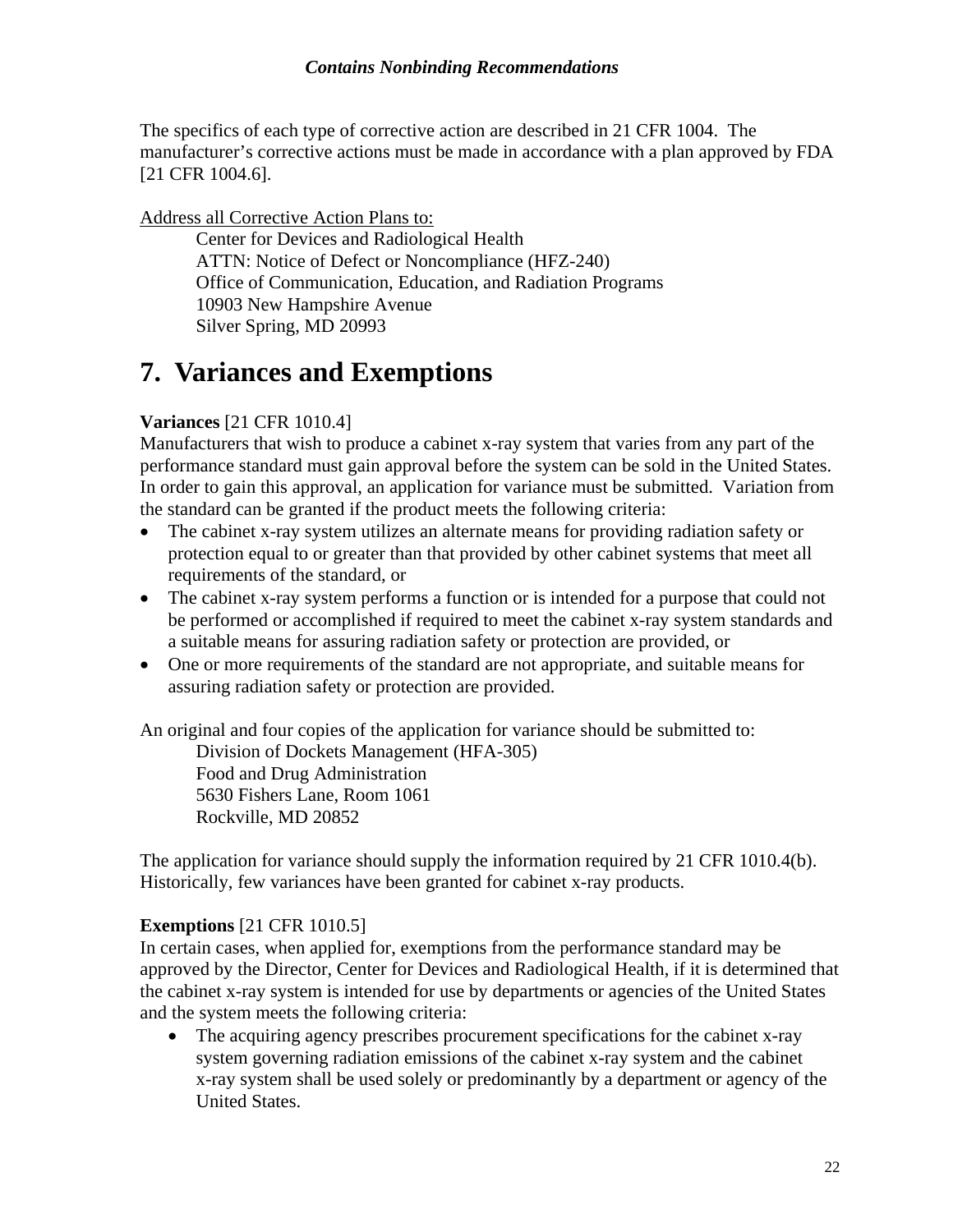The specifics of each type of corrective action are described in 21 CFR 1004. The manufacturer's corrective actions must be made in accordance with a plan approved by FDA [21 CFR 1004.6].

Address all Corrective Action Plans to:

Center for Devices and Radiological Health
ATTN: Notice of Defect or Noncompliance (HFZ-240)
Office of Communication, Education, and Radiation Programs
10903 New Hampshire Avenue
Silver Spring, MD 20993

# 7. Variances and Exemptions

**Variances** [21 CFR 1010.4]
Manufacturers that wish to produce a cabinet x-ray system that varies from any part of the performance standard must gain approval before the system can be sold in the United States. In order to gain this approval, an application for variance must be submitted. Variation from the standard can be granted if the product meets the following criteria:

- The cabinet x-ray system utilizes an alternate means for providing radiation safety or protection equal to or greater than that provided by other cabinet systems that meet all requirements of the standard, or
- The cabinet x-ray system performs a function or is intended for a purpose that could not be performed or accomplished if required to meet the cabinet x-ray system standards and a suitable means for assuring radiation safety or protection are provided, or
- One or more requirements of the standard are not appropriate, and suitable means for assuring radiation safety or protection are provided.

An original and four copies of the application for variance should be submitted to:

Division of Dockets Management (HFA-305)
Food and Drug Administration
5630 Fishers Lane, Room 1061
Rockville, MD 20852

The application for variance should supply the information required by 21 CFR 1010.4(b). Historically, few variances have been granted for cabinet x-ray products.

**Exemptions** [21 CFR 1010.5]
In certain cases, when applied for, exemptions from the performance standard may be approved by the Director, Center for Devices and Radiological Health, if it is determined that the cabinet x-ray system is intended for use by departments or agencies of the United States and the system meets the following criteria:

- The acquiring agency prescribes procurement specifications for the cabinet x-ray system governing radiation emissions of the cabinet x-ray system and the cabinet x-ray system shall be used solely or predominantly by a department or agency of the United States.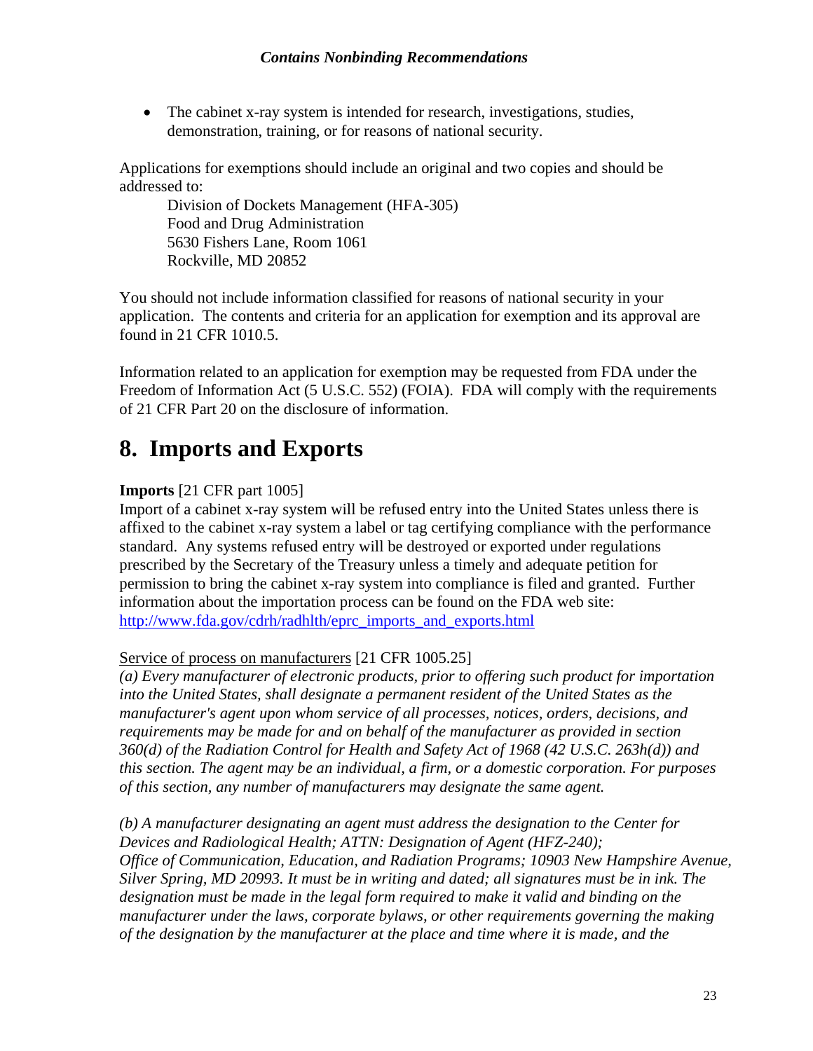- The cabinet x-ray system is intended for research, investigations, studies, demonstration, training, or for reasons of national security.

Applications for exemptions should include an original and two copies and should be addressed to:

Division of Dockets Management (HFA-305)
Food and Drug Administration
5630 Fishers Lane, Room 1061
Rockville, MD 20852

You should not include information classified for reasons of national security in your application. The contents and criteria for an application for exemption and its approval are found in 21 CFR 1010.5.

Information related to an application for exemption may be requested from FDA under the Freedom of Information Act (5 U.S.C. 552) (FOIA). FDA will comply with the requirements of 21 CFR Part 20 on the disclosure of information.

# 8. Imports and Exports

**Imports** [21 CFR part 1005]
Import of a cabinet x-ray system will be refused entry into the United States unless there is affixed to the cabinet x-ray system a label or tag certifying compliance with the performance standard. Any systems refused entry will be destroyed or exported under regulations prescribed by the Secretary of the Treasury unless a timely and adequate petition for permission to bring the cabinet x-ray system into compliance is filed and granted. Further information about the importation process can be found on the FDA web site: http://www.fda.gov/cdrh/radhlth/eprc_imports_and_exports.html

Service of process on manufacturers [21 CFR 1005.25]
*(a) Every manufacturer of electronic products, prior to offering such product for importation into the United States, shall designate a permanent resident of the United States as the manufacturer's agent upon whom service of all processes, notices, orders, decisions, and requirements may be made for and on behalf of the manufacturer as provided in section 360(d) of the Radiation Control for Health and Safety Act of 1968 (42 U.S.C. 263h(d)) and this section. The agent may be an individual, a firm, or a domestic corporation. For purposes of this section, any number of manufacturers may designate the same agent.*

*(b) A manufacturer designating an agent must address the designation to the Center for Devices and Radiological Health; ATTN: Designation of Agent (HFZ-240); Office of Communication, Education, and Radiation Programs; 10903 New Hampshire Avenue, Silver Spring, MD 20993. It must be in writing and dated; all signatures must be in ink. The designation must be made in the legal form required to make it valid and binding on the manufacturer under the laws, corporate bylaws, or other requirements governing the making of the designation by the manufacturer at the place and time where it is made, and the*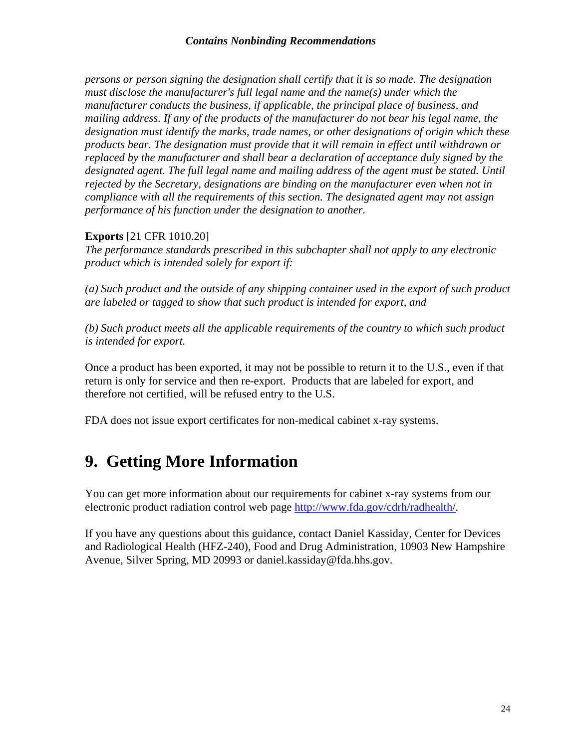*persons or person signing the designation shall certify that it is so made. The designation must disclose the manufacturer's full legal name and the name(s) under which the manufacturer conducts the business, if applicable, the principal place of business, and mailing address. If any of the products of the manufacturer do not bear his legal name, the designation must identify the marks, trade names, or other designations of origin which these products bear. The designation must provide that it will remain in effect until withdrawn or replaced by the manufacturer and shall bear a declaration of acceptance duly signed by the designated agent. The full legal name and mailing address of the agent must be stated. Until rejected by the Secretary, designations are binding on the manufacturer even when not in compliance with all the requirements of this section. The designated agent may not assign performance of his function under the designation to another.*

**Exports** [21 CFR 1010.20]
*The performance standards prescribed in this subchapter shall not apply to any electronic product which is intended solely for export if:*

*(a) Such product and the outside of any shipping container used in the export of such product are labeled or tagged to show that such product is intended for export, and*

*(b) Such product meets all the applicable requirements of the country to which such product is intended for export.*

Once a product has been exported, it may not be possible to return it to the U.S., even if that return is only for service and then re-export. Products that are labeled for export, and therefore not certified, will be refused entry to the U.S.

FDA does not issue export certificates for non-medical cabinet x-ray systems.

# 9. Getting More Information

You can get more information about our requirements for cabinet x-ray systems from our electronic product radiation control web page http://www.fda.gov/cdrh/radhealth/.

If you have any questions about this guidance, contact Daniel Kassiday, Center for Devices and Radiological Health (HFZ-240), Food and Drug Administration, 10903 New Hampshire Avenue, Silver Spring, MD 20993 or daniel.kassiday@fda.hhs.gov.